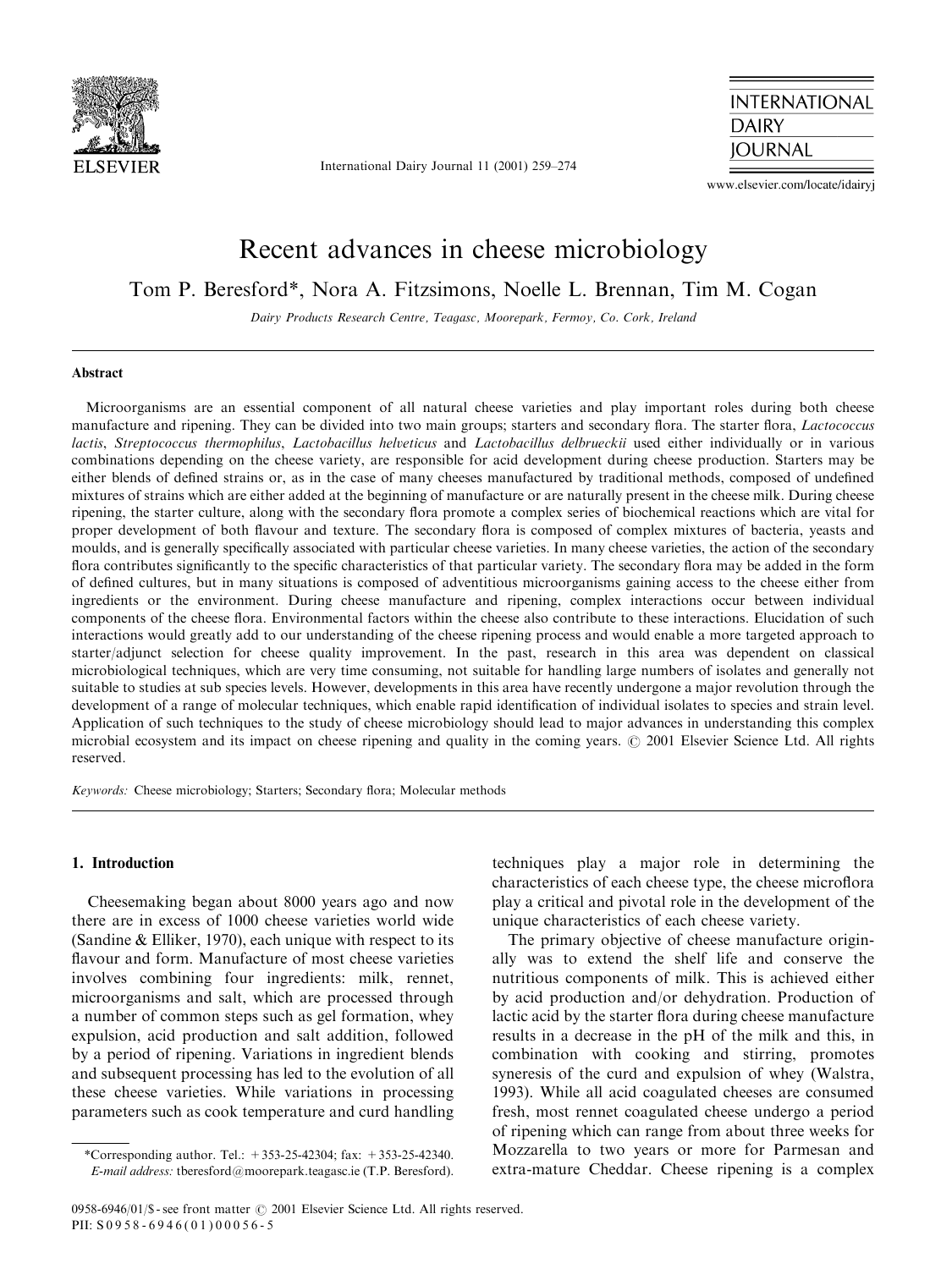# Recent advances in cheese microbiology

Tom P. Beresford*, Nora A. Fitzsimons, Noelle L. Brennan, Tim M. Cogan

*Dairy Products Research Centre, Teagasc, Moorepark, Fermoy, Co. Cork, Ireland*

## Abstract

Microorganisms are an essential component of all natural cheese varieties and play important roles during both cheese manufacture and ripening. They can be divided into two main groups; starters and secondary flora. The starter flora, *Lactococcus lactis*, *Streptococcus thermophilus*, *Lactobacillus helveticus* and *Lactobacillus delbrueckii* used either individually or in various combinations depending on the cheese variety, are responsible for acid development during cheese production. Starters may be either blends of defined strains or, as in the case of many cheeses manufactured by traditional methods, composed of undefined mixtures of strains which are either added at the beginning of manufacture or are naturally present in the cheese milk. During cheese ripening, the starter culture, along with the secondary flora promote a complex series of biochemical reactions which are vital for proper development of both flavour and texture. The secondary flora is composed of complex mixtures of bacteria, yeasts and moulds, and is generally specifically associated with particular cheese varieties. In many cheese varieties, the action of the secondary flora contributes significantly to the specific characteristics of that particular variety. The secondary flora may be added in the form of defined cultures, but in many situations is composed of adventitious microorganisms gaining access to the cheese either from ingredients or the environment. During cheese manufacture and ripening, complex interactions occur between individual components of the cheese flora. Environmental factors within the cheese also contribute to these interactions. Elucidation of such interactions would greatly add to our understanding of the cheese ripening process and would enable a more targeted approach to starter/adjunct selection for cheese quality improvement. In the past, research in this area was dependent on classical microbiological techniques, which are very time consuming, not suitable for handling large numbers of isolates and generally not suitable to studies at sub species levels. However, developments in this area have recently undergone a major revolution through the development of a range of molecular techniques, which enable rapid identification of individual isolates to species and strain level. Application of such techniques to the study of cheese microbiology should lead to major advances in understanding this complex microbial ecosystem and its impact on cheese ripening and quality in the coming years. © 2001 Elsevier Science Ltd. All rights reserved.

*Keywords:* Cheese microbiology; Starters; Secondary flora; Molecular methods

## 1. Introduction

Cheesemaking began about 8000 years ago and now there are in excess of 1000 cheese varieties world wide (Sandine & Elliker, 1970), each unique with respect to its flavour and form. Manufacture of most cheese varieties involves combining four ingredients: milk, rennet, microorganisms and salt, which are processed through a number of common steps such as gel formation, whey expulsion, acid production and salt addition, followed by a period of ripening. Variations in ingredient blends and subsequent processing has led to the evolution of all these cheese varieties. While variations in processing parameters such as cook temperature and curd handling techniques play a major role in determining the characteristics of each cheese type, the cheese microflora play a critical and pivotal role in the development of the unique characteristics of each cheese variety.

The primary objective of cheese manufacture originally was to extend the shelf life and conserve the nutritious components of milk. This is achieved either by acid production and/or dehydration. Production of lactic acid by the starter flora during cheese manufacture results in a decrease in the pH of the milk and this, in combination with cooking and stirring, promotes syneresis of the curd and expulsion of whey (Walstra, 1993). While all acid coagulated cheeses are consumed fresh, most rennet coagulated cheese undergo a period of ripening which can range from about three weeks for Mozzarella to two years or more for Parmesan and extra-mature Cheddar. Cheese ripening is a complex

*Corresponding author. Tel.: +353-25-42304; fax: +353-25-42340. *E-mail address:* tberesford@moorepark.teagasc.ie (T.P. Beresford).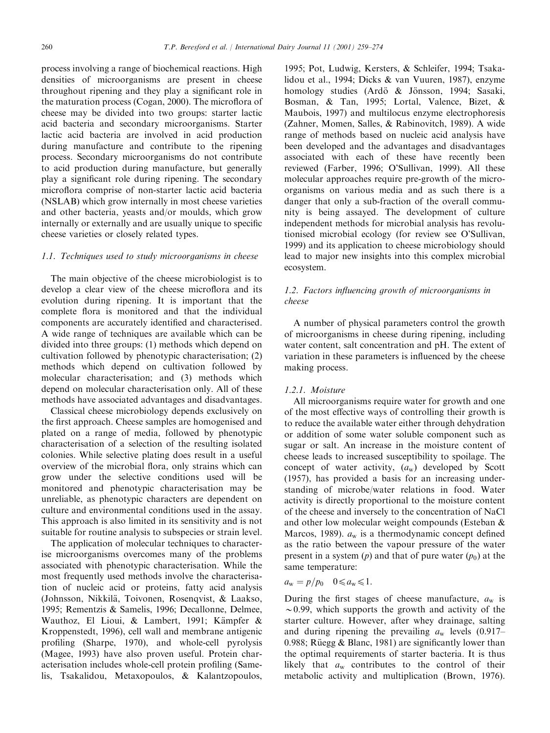process involving a range of biochemical reactions. High densities of microorganisms are present in cheese throughout ripening and they play a significant role in the maturation process (Cogan, 2000). The microflora of cheese may be divided into two groups: starter lactic acid bacteria and secondary microorganisms. Starter lactic acid bacteria are involved in acid production during manufacture and contribute to the ripening process. Secondary microorganisms do not contribute to acid production during manufacture, but generally play a significant role during ripening. The secondary microflora comprise of non-starter lactic acid bacteria (NSLAB) which grow internally in most cheese varieties and other bacteria, yeasts and/or moulds, which grow internally or externally and are usually unique to specific cheese varieties or closely related types.

### 1.1. Techniques used to study microorganisms in cheese

The main objective of the cheese microbiologist is to develop a clear view of the cheese microflora and its evolution during ripening. It is important that the complete flora is monitored and that the individual components are accurately identified and characterised. A wide range of techniques are available which can be divided into three groups: (1) methods which depend on cultivation followed by phenotypic characterisation; (2) methods which depend on cultivation followed by molecular characterisation; and (3) methods which depend on molecular characterisation only. All of these methods have associated advantages and disadvantages.

Classical cheese microbiology depends exclusively on the first approach. Cheese samples are homogenised and plated on a range of media, followed by phenotypic characterisation of a selection of the resulting isolated colonies. While selective plating does result in a useful overview of the microbial flora, only strains which can grow under the selective conditions used will be monitored and phenotypic characterisation may be unreliable, as phenotypic characters are dependent on culture and environmental conditions used in the assay. This approach is also limited in its sensitivity and is not suitable for routine analysis to subspecies or strain level.

The application of molecular techniques to characterise microorganisms overcomes many of the problems associated with phenotypic characterisation. While the most frequently used methods involve the characterisation of nucleic acid or proteins, fatty acid analysis (Johnsson, Nikkilä, Toivonen, Rosenqvist, & Laakso, 1995; Rementzis & Samelis, 1996; Decallonne, Delmee, Wauthoz, El Lioui, & Lambert, 1991; Kämpfer & Kroppenstedt, 1996), cell wall and membrane antigenic profiling (Sharpe, 1970), and whole-cell pyrolysis (Magee, 1993) have also proven useful. Protein characterisation includes whole-cell protein profiling (Samelis, Tsakalidou, Metaxopoulos, & Kalantzopoulos, 1995; Pot, Ludwig, Kersters, & Schleifer, 1994; Tsakalidou et al., 1994; Dicks & van Vuuren, 1987), enzyme homology studies (Ardö & Jönsson, 1994; Sasaki, Bosman, & Tan, 1995; Lortal, Valence, Bizet, & Maubois, 1997) and multilocus enzyme electrophoresis (Zahner, Momen, Salles, & Rabinovitch, 1989). A wide range of methods based on nucleic acid analysis have been developed and the advantages and disadvantages associated with each of these have recently been reviewed (Farber, 1996; O'Sullivan, 1999). All these molecular approaches require pre-growth of the microorganisms on various media and as such there is a danger that only a sub-fraction of the overall community is being assayed. The development of culture independent methods for microbial analysis has revolutionised microbial ecology (for review see O'Sullivan, 1999) and its application to cheese microbiology should lead to major new insights into this complex microbial ecosystem.

### 1.2. Factors influencing growth of microorganisms in cheese

A number of physical parameters control the growth of microorganisms in cheese during ripening, including water content, salt concentration and pH. The extent of variation in these parameters is influenced by the cheese making process.

#### 1.2.1. Moisture

All microorganisms require water for growth and one of the most effective ways of controlling their growth is to reduce the available water either through dehydration or addition of some water soluble component such as sugar or salt. An increase in the moisture content of cheese leads to increased susceptibility to spoilage. The concept of water activity, ($a_w$) developed by Scott (1957), has provided a basis for an increasing understanding of microbe/water relations in food. Water activity is directly proportional to the moisture content of the cheese and inversely to the concentration of NaCl and other low molecular weight compounds (Esteban & Marcos, 1989). $a_w$ is a thermodynamic concept defined as the ratio between the vapour pressure of the water present in a system ($p$) and that of pure water ($p_0$) at the same temperature:

$$a_w = p/p_0 \quad 0 \leqslant a_w \leqslant 1.$$

During the first stages of cheese manufacture, $a_w$ is $\sim 0.99$, which supports the growth and activity of the starter culture. However, after whey drainage, salting and during ripening the prevailing $a_w$ levels (0.917–0.988; Rüegg & Blanc, 1981) are significantly lower than the optimal requirements of starter bacteria. It is thus likely that $a_w$ contributes to the control of their metabolic activity and multiplication (Brown, 1976).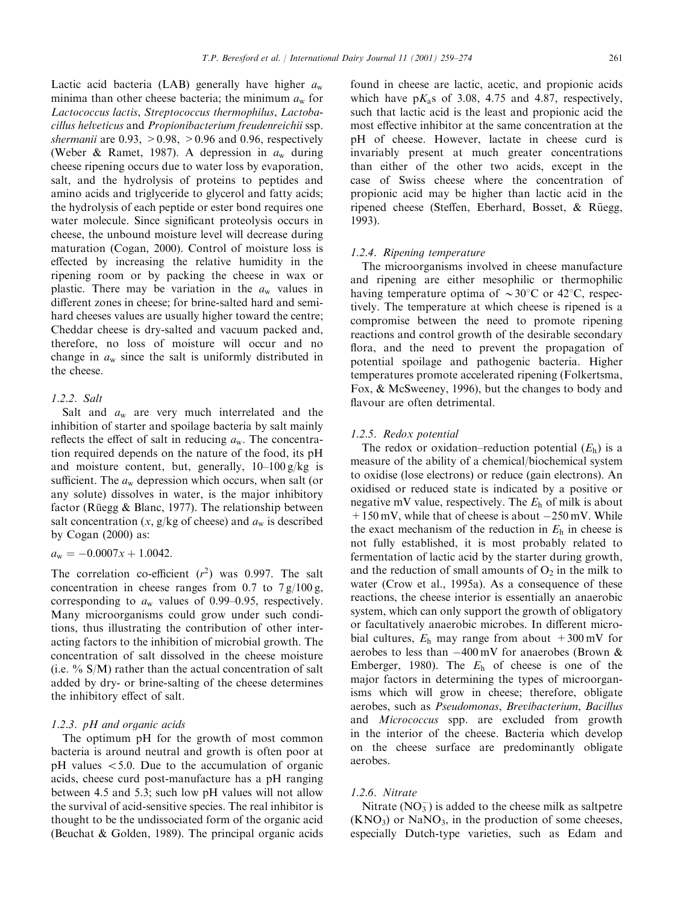Lactic acid bacteria (LAB) generally have higher $a_w$ minima than other cheese bacteria; the minimum $a_w$ for *Lactococcus lactis*, *Streptococcus thermophilus*, *Lactobacillus helveticus* and *Propionibacterium freudenreichii* ssp. *shermanii* are 0.93, >0.98, >0.96 and 0.96, respectively (Weber & Ramet, 1987). A depression in $a_w$ during cheese ripening occurs due to water loss by evaporation, salt, and the hydrolysis of proteins to peptides and amino acids and triglyceride to glycerol and fatty acids; the hydrolysis of each peptide or ester bond requires one water molecule. Since significant proteolysis occurs in cheese, the unbound moisture level will decrease during maturation (Cogan, 2000). Control of moisture loss is effected by increasing the relative humidity in the ripening room or by packing the cheese in wax or plastic. There may be variation in the $a_w$ values in different zones in cheese; for brine-salted hard and semi-hard cheeses values are usually higher toward the centre; Cheddar cheese is dry-salted and vacuum packed and, therefore, no loss of moisture will occur and no change in $a_w$ since the salt is uniformly distributed in the cheese.

### 1.2.2. Salt

Salt and $a_w$ are very much interrelated and the inhibition of starter and spoilage bacteria by salt mainly reflects the effect of salt in reducing $a_w$. The concentration required depends on the nature of the food, its pH and moisture content, but, generally, 10–100 g/kg is sufficient. The $a_w$ depression which occurs, when salt (or any solute) dissolves in water, is the major inhibitory factor (Rüegg & Blanc, 1977). The relationship between salt concentration ($x$, g/kg of cheese) and $a_w$ is described by Cogan (2000) as:

$$a_w = -0.0007x + 1.0042.$$

The correlation co-efficient ($r^2$) was 0.997. The salt concentration in cheese ranges from 0.7 to 7 g/100 g, corresponding to $a_w$ values of 0.99–0.95, respectively. Many microorganisms could grow under such conditions, thus illustrating the contribution of other interacting factors to the inhibition of microbial growth. The concentration of salt dissolved in the cheese moisture (i.e. % S/M) rather than the actual concentration of salt added by dry- or brine-salting of the cheese determines the inhibitory effect of salt.

### 1.2.3. pH and organic acids

The optimum pH for the growth of most common bacteria is around neutral and growth is often poor at pH values <5.0. Due to the accumulation of organic acids, cheese curd post-manufacture has a pH ranging between 4.5 and 5.3; such low pH values will not allow the survival of acid-sensitive species. The real inhibitor is thought to be the undissociated form of the organic acid (Beuchat & Golden, 1989). The principal organic acids found in cheese are lactic, acetic, and propionic acids which have p$K_a$s of 3.08, 4.75 and 4.87, respectively, such that lactic acid is the least and propionic acid the most effective inhibitor at the same concentration at the pH of cheese. However, lactate in cheese curd is invariably present at much greater concentrations than either of the other two acids, except in the case of Swiss cheese where the concentration of propionic acid may be higher than lactic acid in the ripened cheese (Steffen, Eberhard, Bosset, & Rüegg, 1993).

### 1.2.4. Ripening temperature

The microorganisms involved in cheese manufacture and ripening are either mesophilic or thermophilic having temperature optima of ~30°C or 42°C, respectively. The temperature at which cheese is ripened is a compromise between the need to promote ripening reactions and control growth of the desirable secondary flora, and the need to prevent the propagation of potential spoilage and pathogenic bacteria. Higher temperatures promote accelerated ripening (Folkertsma, Fox, & McSweeney, 1996), but the changes to body and flavour are often detrimental.

### 1.2.5. Redox potential

The redox or oxidation–reduction potential ($E_h$) is a measure of the ability of a chemical/biochemical system to oxidise (lose electrons) or reduce (gain electrons). An oxidised or reduced state is indicated by a positive or negative mV value, respectively. The $E_h$ of milk is about +150 mV, while that of cheese is about −250 mV. While the exact mechanism of the reduction in $E_h$ in cheese is not fully established, it is most probably related to fermentation of lactic acid by the starter during growth, and the reduction of small amounts of $O_2$ in the milk to water (Crow et al., 1995a). As a consequence of these reactions, the cheese interior is essentially an anaerobic system, which can only support the growth of obligatory or facultatively anaerobic microbes. In different microbial cultures, $E_h$ may range from about +300 mV for aerobes to less than −400 mV for anaerobes (Brown & Emberger, 1980). The $E_h$ of cheese is one of the major factors in determining the types of microorganisms which will grow in cheese; therefore, obligate aerobes, such as *Pseudomonas*, *Brevibacterium*, *Bacillus* and *Micrococcus* spp. are excluded from growth in the interior of the cheese. Bacteria which develop on the cheese surface are predominantly obligate aerobes.

### 1.2.6. Nitrate

Nitrate ($NO_3^-$) is added to the cheese milk as saltpetre ($KNO_3$) or $NaNO_3$, in the production of some cheeses, especially Dutch-type varieties, such as Edam and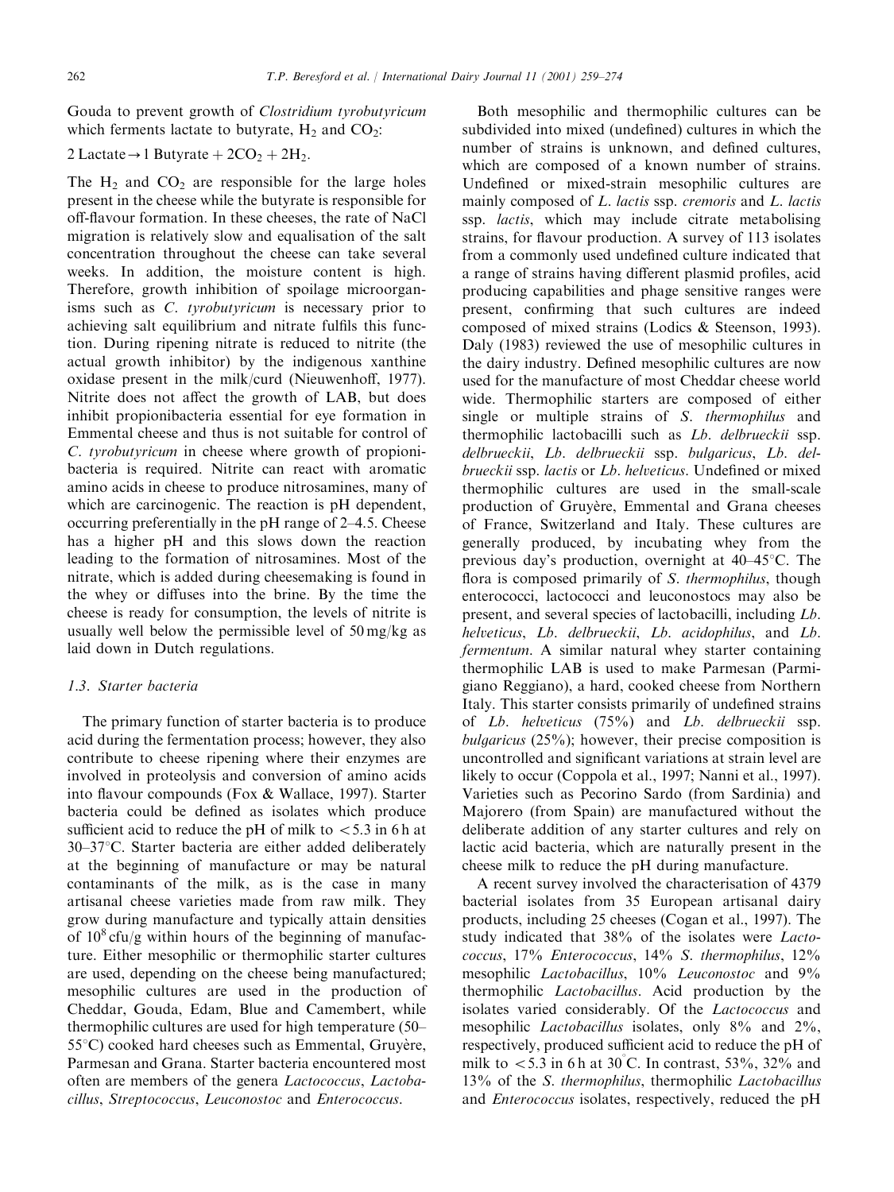Gouda to prevent growth of *Clostridium tyrobutyricum* which ferments lactate to butyrate, $H_2$ and $CO_2$:

$$2\ \text{Lactate} \rightarrow 1\ \text{Butyrate} + 2CO_2 + 2H_2.$$

The $H_2$ and $CO_2$ are responsible for the large holes present in the cheese while the butyrate is responsible for off-flavour formation. In these cheeses, the rate of NaCl migration is relatively slow and equalisation of the salt concentration throughout the cheese can take several weeks. In addition, the moisture content is high. Therefore, growth inhibition of spoilage microorganisms such as *C. tyrobutyricum* is necessary prior to achieving salt equilibrium and nitrate fulfils this function. During ripening nitrate is reduced to nitrite (the actual growth inhibitor) by the indigenous xanthine oxidase present in the milk/curd (Nieuwenhoff, 1977). Nitrite does not affect the growth of LAB, but does inhibit propionibacteria essential for eye formation in Emmental cheese and thus is not suitable for control of *C. tyrobutyricum* in cheese where growth of propionibacteria is required. Nitrite can react with aromatic amino acids in cheese to produce nitrosamines, many of which are carcinogenic. The reaction is pH dependent, occurring preferentially in the pH range of 2–4.5. Cheese has a higher pH and this slows down the reaction leading to the formation of nitrosamines. Most of the nitrate, which is added during cheesemaking is found in the whey or diffuses into the brine. By the time the cheese is ready for consumption, the levels of nitrite is usually well below the permissible level of 50 mg/kg as laid down in Dutch regulations.

### 1.3. Starter bacteria

The primary function of starter bacteria is to produce acid during the fermentation process; however, they also contribute to cheese ripening where their enzymes are involved in proteolysis and conversion of amino acids into flavour compounds (Fox & Wallace, 1997). Starter bacteria could be defined as isolates which produce sufficient acid to reduce the pH of milk to $<5.3$ in 6 h at 30–37°C. Starter bacteria are either added deliberately at the beginning of manufacture or may be natural contaminants of the milk, as is the case in many artisanal cheese varieties made from raw milk. They grow during manufacture and typically attain densities of $10^8$ cfu/g within hours of the beginning of manufacture. Either mesophilic or thermophilic starter cultures are used, depending on the cheese being manufactured; mesophilic cultures are used in the production of Cheddar, Gouda, Edam, Blue and Camembert, while thermophilic cultures are used for high temperature (50–55°C) cooked hard cheeses such as Emmental, Gruyère, Parmesan and Grana. Starter bacteria encountered most often are members of the genera *Lactococcus*, *Lactobacillus*, *Streptococcus*, *Leuconostoc* and *Enterococcus*.

Both mesophilic and thermophilic cultures can be subdivided into mixed (undefined) cultures in which the number of strains is unknown, and defined cultures, which are composed of a known number of strains. Undefined or mixed-strain mesophilic cultures are mainly composed of *L. lactis* ssp. *cremoris* and *L. lactis* ssp. *lactis*, which may include citrate metabolising strains, for flavour production. A survey of 113 isolates from a commonly used undefined culture indicated that a range of strains having different plasmid profiles, acid producing capabilities and phage sensitive ranges were present, confirming that such cultures are indeed composed of mixed strains (Lodics & Steenson, 1993). Daly (1983) reviewed the use of mesophilic cultures in the dairy industry. Defined mesophilic cultures are now used for the manufacture of most Cheddar cheese world wide. Thermophilic starters are composed of either single or multiple strains of *S. thermophilus* and thermophilic lactobacilli such as *Lb. delbrueckii* ssp. *delbrueckii*, *Lb. delbrueckii* ssp. *bulgaricus*, *Lb. delbrueckii* ssp. *lactis* or *Lb. helveticus*. Undefined or mixed thermophilic cultures are used in the small-scale production of Gruyère, Emmental and Grana cheeses of France, Switzerland and Italy. These cultures are generally produced, by incubating whey from the previous day's production, overnight at 40–45°C. The flora is composed primarily of *S. thermophilus*, though enterococci, lactococci and leuconostocs may also be present, and several species of lactobacilli, including *Lb. helveticus*, *Lb. delbrueckii*, *Lb. acidophilus*, and *Lb. fermentum*. A similar natural whey starter containing thermophilic LAB is used to make Parmesan (Parmigiano Reggiano), a hard, cooked cheese from Northern Italy. This starter consists primarily of undefined strains of *Lb. helveticus* (75%) and *Lb. delbrueckii* ssp. *bulgaricus* (25%); however, their precise composition is uncontrolled and significant variations at strain level are likely to occur (Coppola et al., 1997; Nanni et al., 1997). Varieties such as Pecorino Sardo (from Sardinia) and Majorero (from Spain) are manufactured without the deliberate addition of any starter cultures and rely on lactic acid bacteria, which are naturally present in the cheese milk to reduce the pH during manufacture.

A recent survey involved the characterisation of 4379 bacterial isolates from 35 European artisanal dairy products, including 25 cheeses (Cogan et al., 1997). The study indicated that 38% of the isolates were *Lactococcus*, 17% *Enterococcus*, 14% *S. thermophilus*, 12% mesophilic *Lactobacillus*, 10% *Leuconostoc* and 9% thermophilic *Lactobacillus*. Acid production by the isolates varied considerably. Of the *Lactococcus* and mesophilic *Lactobacillus* isolates, only 8% and 2%, respectively, produced sufficient acid to reduce the pH of milk to $<5.3$ in 6 h at 30°C. In contrast, 53%, 32% and 13% of the *S. thermophilus*, thermophilic *Lactobacillus* and *Enterococcus* isolates, respectively, reduced the pH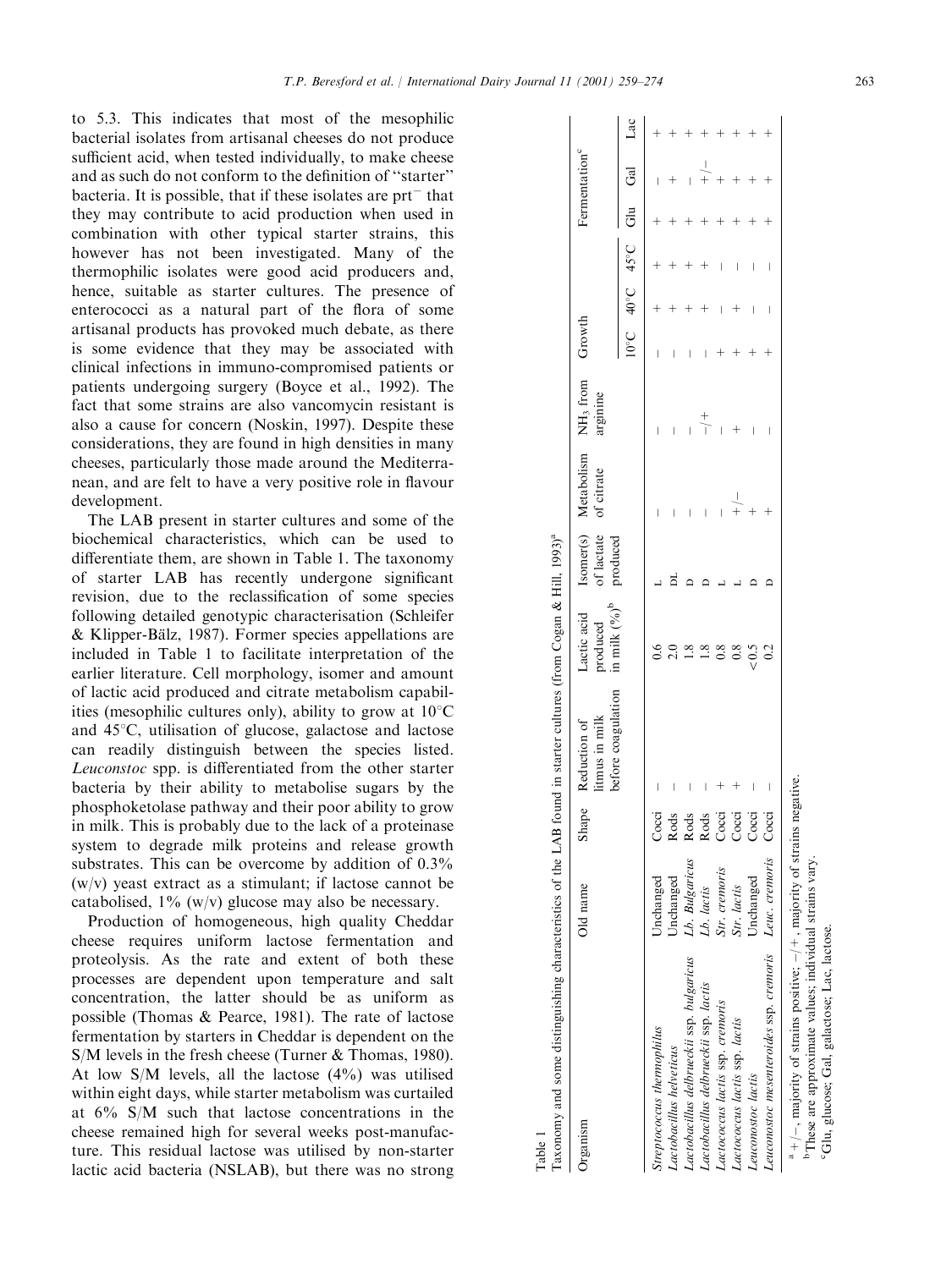to 5.3. This indicates that most of the mesophilic bacterial isolates from artisanal cheeses do not produce sufficient acid, when tested individually, to make cheese and as such do not conform to the definition of "starter" bacteria. It is possible, that if these isolates are prt$^-$ that they may contribute to acid production when used in combination with other typical starter strains, this however has not been investigated. Many of the thermophilic isolates were good acid producers and, hence, suitable as starter cultures. The presence of enterococci as a natural part of the flora of some artisanal products has provoked much debate, as there is some evidence that they may be associated with clinical infections in immuno-compromised patients or patients undergoing surgery (Boyce et al., 1992). The fact that some strains are also vancomycin resistant is also a cause for concern (Noskin, 1997). Despite these considerations, they are found in high densities in many cheeses, particularly those made around the Mediterranean, and are felt to have a very positive role in flavour development.

The LAB present in starter cultures and some of the biochemical characteristics, which can be used to differentiate them, are shown in Table 1. The taxonomy of starter LAB has recently undergone significant revision, due to the reclassification of some species following detailed genotypic characterisation (Schleifer & Klipper-Bälz, 1987). Former species appellations are included in Table 1 to facilitate interpretation of the earlier literature. Cell morphology, isomer and amount of lactic acid produced and citrate metabolism capabilities (mesophilic cultures only), ability to grow at 10°C and 45°C, utilisation of glucose, galactose and lactose can readily distinguish between the species listed. *Leuconstoc* spp. is differentiated from the other starter bacteria by their ability to metabolise sugars by the phosphoketolase pathway and their poor ability to grow in milk. This is probably due to the lack of a proteinase system to degrade milk proteins and release growth substrates. This can be overcome by addition of 0.3% (w/v) yeast extract as a stimulant; if lactose cannot be catabolised, 1% (w/v) glucose may also be necessary.

Production of homogeneous, high quality Cheddar cheese requires uniform lactose fermentation and proteolysis. As the rate and extent of both these processes are dependent upon temperature and salt concentration, the latter should be as uniform as possible (Thomas & Pearce, 1981). The rate of lactose fermentation by starters in Cheddar is dependent on the S/M levels in the fresh cheese (Turner & Thomas, 1980). At low S/M levels, all the lactose (4%) was utilised within eight days, while starter metabolism was curtailed at 6% S/M such that lactose concentrations in the cheese remained high for several weeks post-manufacture. This residual lactose was utilised by non-starter lactic acid bacteria (NSLAB), but there was no strong

Table 1
Taxonomy and some distinguishing characteristics of the LAB found in starter cultures (from Cogan & Hill, 1993)[a]

| Organism | Old name | Shape | Reduction of litmus in milk before coagulation | Lactic acid produced in milk (%)[b] | Isomer(s) of lactate produced | Metabolism of citrate | $NH_3$ from arginine | Growth | | | Fermentation[c] | | |
|---|---|---|---|---|---|---|---|---|---|---|---|---|---|
| | | | | | | | | 10°C | 40°C | 45°C | Glu | Gal | Lac |
| *Streptococcus thermophilus* | Unchanged | Cocci | − | 0.6 | L | − | − | − | + | + | + | − | + |
| *Lactobacillus helveticus* | Unchanged | Rods | − | 2.0 | DL | − | − | − | + | + | + | + | + |
| *Lactobacillus delbrueckii* ssp. *bulgaricus* | *Lb. Bulgaricus* | Rods | − | 1.8 | D | − | − | − | + | + | + | − | + |
| *Lactobacillus delbrueckii* ssp. *lactis* | *Lb. lactis* | Rods | − | 1.8 | D | − | −/+ | − | + | + | + | +/− | + |
| *Lactococcus lactis* ssp. *cremoris* | *Str. cremoris* | Cocci | + | 0.8 | L | − | − | + | − | − | + | + | + |
| *Lactococcus lactis* ssp. *lactis* | *Str. lactis* | Cocci | + | 0.8 | L | +/− | + | + | + | − | + | + | + |
| *Leuconostoc lactis* | Unchanged | Cocci | − | <0.5 | D | + | − | + | − | − | + | + | + |
| *Leuconostoc mesenteroides* ssp. *cremoris* | *Leuc. cremoris* | Cocci | − | 0.2 | D | + | − | + | − | − | + | + | + |

[a] +/−, majority of strains positive; −/+, majority of strains negative.
[b] These are approximate values; individual strains vary.
[c] Glu, glucose; Gal, galactose; Lac, lactose.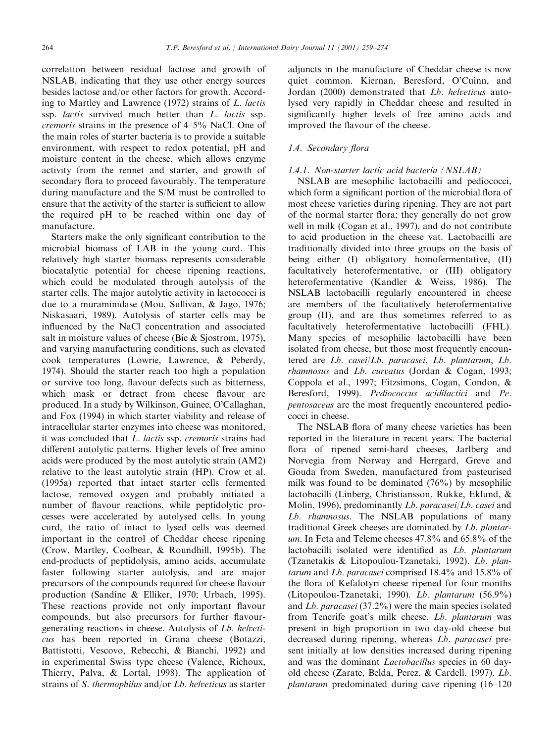correlation between residual lactose and growth of NSLAB, indicating that they use other energy sources besides lactose and/or other factors for growth. According to Martley and Lawrence (1972) strains of *L. lactis* ssp. *lactis* survived much better than *L. lactis* ssp. *cremoris* strains in the presence of 4–5% NaCl. One of the main roles of starter bacteria is to provide a suitable environment, with respect to redox potential, pH and moisture content in the cheese, which allows enzyme activity from the rennet and starter, and growth of secondary flora to proceed favourably. The temperature during manufacture and the S/M must be controlled to ensure that the activity of the starter is sufficient to allow the required pH to be reached within one day of manufacture.

Starters make the only significant contribution to the microbial biomass of LAB in the young curd. This relatively high starter biomass represents considerable biocatalytic potential for cheese ripening reactions, which could be modulated through autolysis of the starter cells. The major autolytic activity in lactococci is due to a muraminidase (Mou, Sullivan, & Jago, 1976; Niskasaari, 1989). Autolysis of starter cells may be influenced by the NaCl concentration and associated salt in moisture values of cheese (Bie & Sjostrom, 1975), and varying manufacturing conditions, such as elevated cook temperatures (Lowrie, Lawrence, & Peberdy, 1974). Should the starter reach too high a population or survive too long, flavour defects such as bitterness, which mask or detract from cheese flavour are produced. In a study by Wilkinson, Guinee, O'Callaghan, and Fox (1994) in which starter viability and release of intracellular starter enzymes into cheese was monitored, it was concluded that *L. lactis* ssp. *cremoris* strains had different autolytic patterns. Higher levels of free amino acids were produced by the most autolytic strain (AM2) relative to the least autolytic strain (HP). Crow et al. (1995a) reported that intact starter cells fermented lactose, removed oxygen and probably initiated a number of flavour reactions, while peptidolytic processes were accelerated by autolysed cells. In young curd, the ratio of intact to lysed cells was deemed important in the control of Cheddar cheese ripening (Crow, Martley, Coolbear, & Roundhill, 1995b). The end-products of peptidolysis, amino acids, accumulate faster following starter autolysis, and are major precursors of the compounds required for cheese flavour production (Sandine & Elliker, 1970; Urbach, 1995). These reactions provide not only important flavour compounds, but also precursors for further flavour-generating reactions in cheese. Autolysis of *Lb. helveticus* has been reported in Grana cheese (Botazzi, Battistotti, Vescovo, Rebecchi, & Bianchi, 1992) and in experimental Swiss type cheese (Valence, Richoux, Thierry, Palva, & Lortal, 1998). The application of strains of *S. thermophilus* and/or *Lb. helveticus* as starter adjuncts in the manufacture of Cheddar cheese is now quiet common. Kiernan, Beresford, O'Cuinn, and Jordan (2000) demonstrated that *Lb. helveticus* autolysed very rapidly in Cheddar cheese and resulted in significantly higher levels of free amino acids and improved the flavour of the cheese.

### 1.4. Secondary flora

#### 1.4.1. Non-starter lactic acid bacteria (NSLAB)

NSLAB are mesophilic lactobacilli and pediococci, which form a significant portion of the microbial flora of most cheese varieties during ripening. They are not part of the normal starter flora; they generally do not grow well in milk (Cogan et al., 1997), and do not contribute to acid production in the cheese vat. Lactobacilli are traditionally divided into three groups on the basis of being either (I) obligatory homofermentative, (II) facultatively heterofermentative, or (III) obligatory heterofermentative (Kandler & Weiss, 1986). The NSLAB lactobacilli regularly encountered in cheese are members of the facultatively heterofermentative group (II), and are thus sometimes referred to as facultatively heterofermentative lactobacilli (FHL). Many species of mesophilic lactobacilli have been isolated from cheese, but those most frequently encountered are *Lb. casei*/*Lb. paracasei*, *Lb. plantarum*, *Lb. rhamnosus* and *Lb. curvatus* (Jordan & Cogan, 1993; Coppola et al., 1997; Fitzsimons, Cogan, Condon, & Beresford, 1999). *Pediococcus acidilactici* and *Pe. pentosaceus* are the most frequently encountered pediococci in cheese.

The NSLAB flora of many cheese varieties has been reported in the literature in recent years. The bacterial flora of ripened semi-hard cheeses, Jarlberg and Norvegia from Norway and Herrgard, Greve and Gouda from Sweden, manufactured from pasteurised milk was found to be dominated (76%) by mesophilic lactobacilli (Linberg, Christiansson, Rukke, Eklund, & Molin, 1996), predominantly *Lb. paracasei*/*Lb. casei* and *Lb. rhamnosus*. The NSLAB populations of many traditional Greek cheeses are dominated by *Lb. plantarum*. In Feta and Teleme cheeses 47.8% and 65.8% of the lactobacilli isolated were identified as *Lb. plantarum* (Tzanetakis & Litopoulou-Tzanetaki, 1992). *Lb. plantarum* and *Lb. paracasei* comprised 18.4% and 15.8% of the flora of Kefalotyri cheese ripened for four months (Litopoulou-Tzanetaki, 1990). *Lb. plantarum* (56.9%) and *Lb. paracasei* (37.2%) were the main species isolated from Tenerife goat's milk cheese. *Lb. plantarum* was present in high proportion in two day-old cheese but decreased during ripening, whereas *Lb. paracasei* present initially at low densities increased during ripening and was the dominant *Lactobacillus* species in 60 day-old cheese (Zarate, Belda, Perez, & Cardell, 1997). *Lb. plantarum* predominated during cave ripening (16–120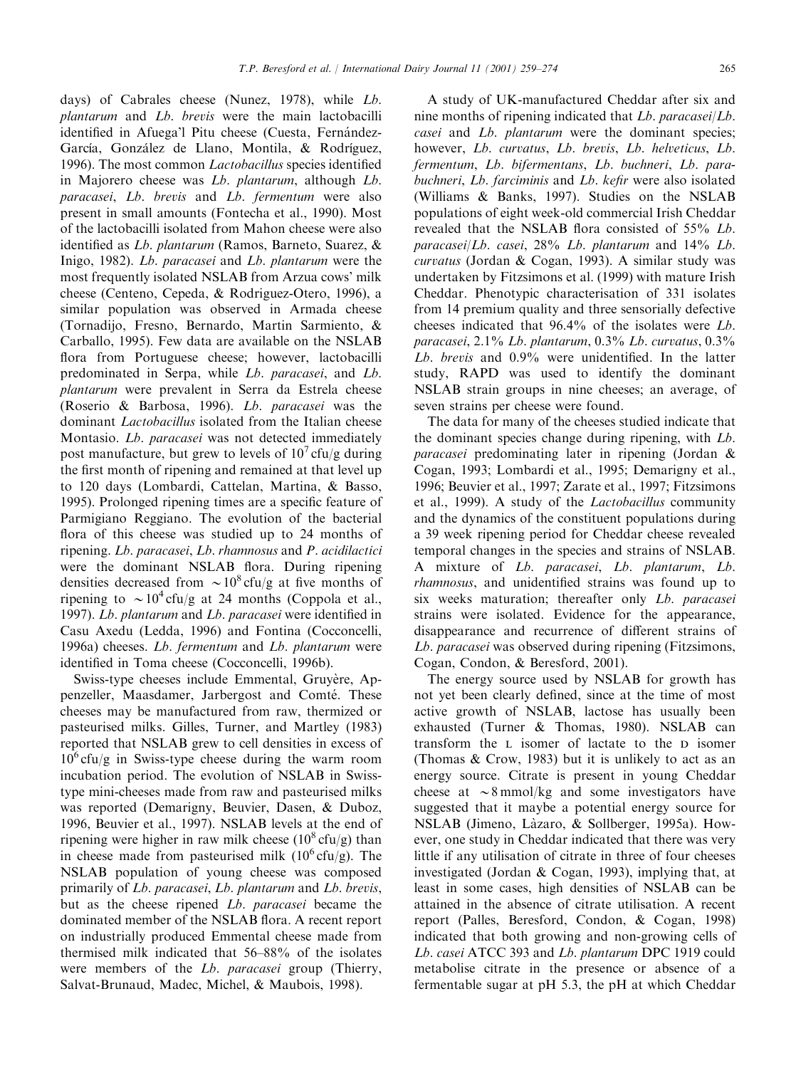days) of Cabrales cheese (Nunez, 1978), while *Lb. plantarum* and *Lb. brevis* were the main lactobacilli identified in Afuega'l Pitu cheese (Cuesta, Fernández-García, González de Llano, Montila, & Rodríguez, 1996). The most common *Lactobacillus* species identified in Majorero cheese was *Lb. plantarum*, although *Lb. paracasei*, *Lb. brevis* and *Lb. fermentum* were also present in small amounts (Fontecha et al., 1990). Most of the lactobacilli isolated from Mahon cheese were also identified as *Lb. plantarum* (Ramos, Barneto, Suarez, & Inigo, 1982). *Lb. paracasei* and *Lb. plantarum* were the most frequently isolated NSLAB from Arzua cows' milk cheese (Centeno, Cepeda, & Rodriguez-Otero, 1996), a similar population was observed in Armada cheese (Tornadijo, Fresno, Bernardo, Martin Sarmiento, & Carballo, 1995). Few data are available on the NSLAB flora from Portuguese cheese; however, lactobacilli predominated in Serpa, while *Lb. paracasei*, and *Lb. plantarum* were prevalent in Serra da Estrela cheese (Roserio & Barbosa, 1996). *Lb. paracasei* was the dominant *Lactobacillus* isolated from the Italian cheese Montasio. *Lb. paracasei* was not detected immediately post manufacture, but grew to levels of $10^7$ cfu/g during the first month of ripening and remained at that level up to 120 days (Lombardi, Cattelan, Martina, & Basso, 1995). Prolonged ripening times are a specific feature of Parmigiano Reggiano. The evolution of the bacterial flora of this cheese was studied up to 24 months of ripening. *Lb. paracasei*, *Lb. rhamnosus* and *P. acidilactici* were the dominant NSLAB flora. During ripening densities decreased from $\sim 10^8$ cfu/g at five months of ripening to $\sim 10^4$ cfu/g at 24 months (Coppola et al., 1997). *Lb. plantarum* and *Lb. paracasei* were identified in Casu Axedu (Ledda, 1996) and Fontina (Cocconcelli, 1996a) cheeses. *Lb. fermentum* and *Lb. plantarum* were identified in Toma cheese (Cocconcelli, 1996b).

Swiss-type cheeses include Emmental, Gruyère, Appenzeller, Maasdamer, Jarbergost and Comté. These cheeses may be manufactured from raw, thermized or pasteurised milks. Gilles, Turner, and Martley (1983) reported that NSLAB grew to cell densities in excess of $10^6$ cfu/g in Swiss-type cheese during the warm room incubation period. The evolution of NSLAB in Swiss-type mini-cheeses made from raw and pasteurised milks was reported (Demarigny, Beuvier, Dasen, & Duboz, 1996, Beuvier et al., 1997). NSLAB levels at the end of ripening were higher in raw milk cheese ($10^8$ cfu/g) than in cheese made from pasteurised milk ($10^6$ cfu/g). The NSLAB population of young cheese was composed primarily of *Lb. paracasei*, *Lb. plantarum* and *Lb. brevis*, but as the cheese ripened *Lb. paracasei* became the dominated member of the NSLAB flora. A recent report on industrially produced Emmental cheese made from thermised milk indicated that 56–88% of the isolates were members of the *Lb. paracasei* group (Thierry, Salvat-Brunaud, Madec, Michel, & Maubois, 1998).

A study of UK-manufactured Cheddar after six and nine months of ripening indicated that *Lb. paracasei*/*Lb. casei* and *Lb. plantarum* were the dominant species; however, *Lb. curvatus*, *Lb. brevis*, *Lb. helveticus*, *Lb. fermentum*, *Lb. bifermentans*, *Lb. buchneri*, *Lb. parabuchneri*, *Lb. farciminis* and *Lb. kefir* were also isolated (Williams & Banks, 1997). Studies on the NSLAB populations of eight week-old commercial Irish Cheddar revealed that the NSLAB flora consisted of 55% *Lb. paracasei*/*Lb. casei*, 28% *Lb. plantarum* and 14% *Lb. curvatus* (Jordan & Cogan, 1993). A similar study was undertaken by Fitzsimons et al. (1999) with mature Irish Cheddar. Phenotypic characterisation of 331 isolates from 14 premium quality and three sensorially defective cheeses indicated that 96.4% of the isolates were *Lb. paracasei*, 2.1% *Lb. plantarum*, 0.3% *Lb. curvatus*, 0.3% *Lb. brevis* and 0.9% were unidentified. In the latter study, RAPD was used to identify the dominant NSLAB strain groups in nine cheeses; an average, of seven strains per cheese were found.

The data for many of the cheeses studied indicate that the dominant species change during ripening, with *Lb. paracasei* predominating later in ripening (Jordan & Cogan, 1993; Lombardi et al., 1995; Demarigny et al., 1996; Beuvier et al., 1997; Zarate et al., 1997; Fitzsimons et al., 1999). A study of the *Lactobacillus* community and the dynamics of the constituent populations during a 39 week ripening period for Cheddar cheese revealed temporal changes in the species and strains of NSLAB. A mixture of *Lb. paracasei*, *Lb. plantarum*, *Lb. rhamnosus*, and unidentified strains was found up to six weeks maturation; thereafter only *Lb. paracasei* strains were isolated. Evidence for the appearance, disappearance and recurrence of different strains of *Lb. paracasei* was observed during ripening (Fitzsimons, Cogan, Condon, & Beresford, 2001).

The energy source used by NSLAB for growth has not yet been clearly defined, since at the time of most active growth of NSLAB, lactose has usually been exhausted (Turner & Thomas, 1980). NSLAB can transform the L isomer of lactate to the D isomer (Thomas & Crow, 1983) but it is unlikely to act as an energy source. Citrate is present in young Cheddar cheese at $\sim 8$ mmol/kg and some investigators have suggested that it maybe a potential energy source for NSLAB (Jimeno, Làzaro, & Sollberger, 1995a). However, one study in Cheddar indicated that there was very little if any utilisation of citrate in three of four cheeses investigated (Jordan & Cogan, 1993), implying that, at least in some cases, high densities of NSLAB can be attained in the absence of citrate utilisation. A recent report (Palles, Beresford, Condon, & Cogan, 1998) indicated that both growing and non-growing cells of *Lb. casei* ATCC 393 and *Lb. plantarum* DPC 1919 could metabolise citrate in the presence or absence of a fermentable sugar at pH 5.3, the pH at which Cheddar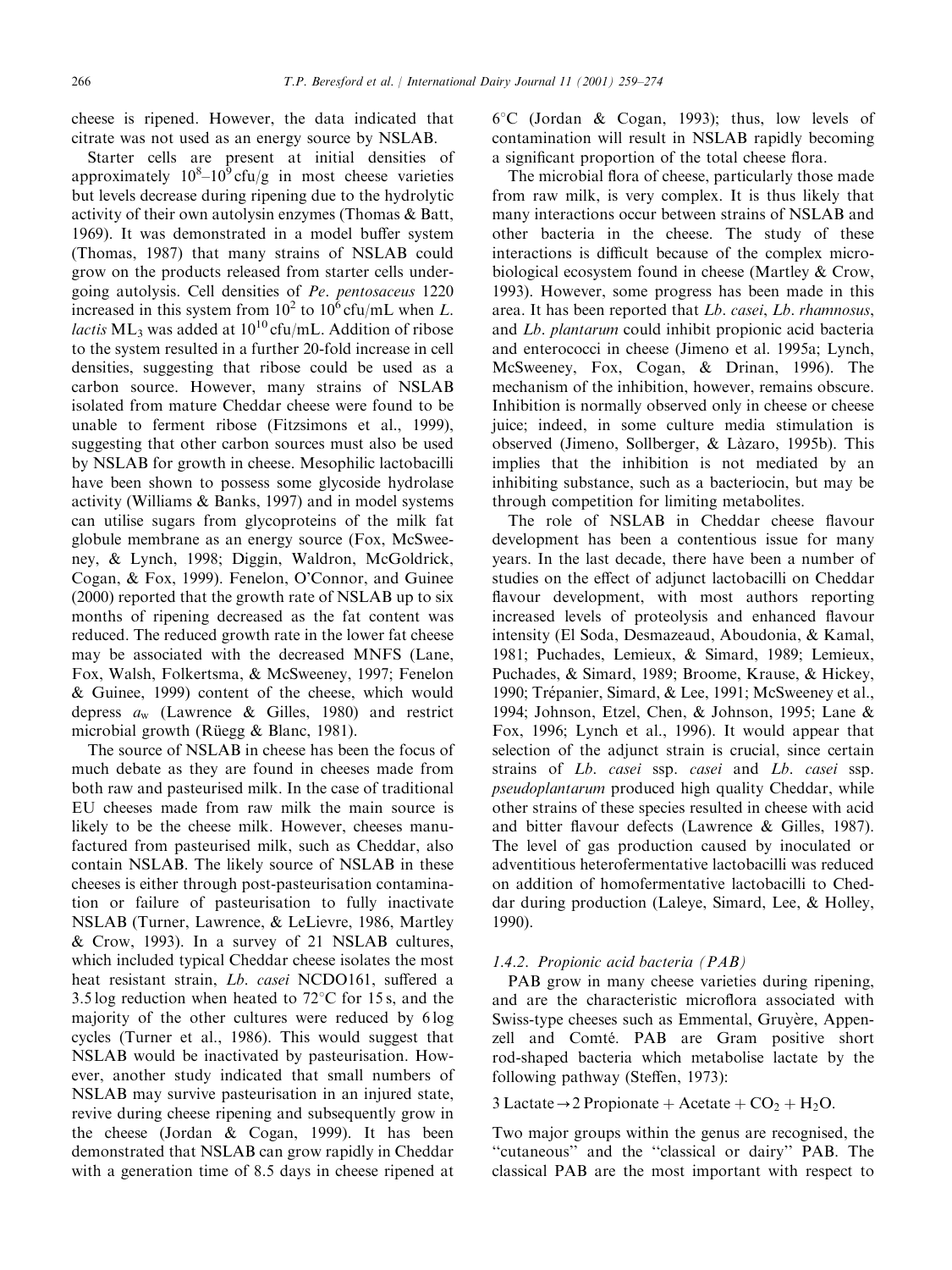cheese is ripened. However, the data indicated that citrate was not used as an energy source by NSLAB.

Starter cells are present at initial densities of approximately $10^8$–$10^9$ cfu/g in most cheese varieties but levels decrease during ripening due to the hydrolytic activity of their own autolysin enzymes (Thomas & Batt, 1969). It was demonstrated in a model buffer system (Thomas, 1987) that many strains of NSLAB could grow on the products released from starter cells undergoing autolysis. Cell densities of *Pe. pentosaceus* 1220 increased in this system from $10^2$ to $10^6$ cfu/mL when *L. lactis* $ML_3$ was added at $10^{10}$ cfu/mL. Addition of ribose to the system resulted in a further 20-fold increase in cell densities, suggesting that ribose could be used as a carbon source. However, many strains of NSLAB isolated from mature Cheddar cheese were found to be unable to ferment ribose (Fitzsimons et al., 1999), suggesting that other carbon sources must also be used by NSLAB for growth in cheese. Mesophilic lactobacilli have been shown to possess some glycoside hydrolase activity (Williams & Banks, 1997) and in model systems can utilise sugars from glycoproteins of the milk fat globule membrane as an energy source (Fox, McSweeney, & Lynch, 1998; Diggin, Waldron, McGoldrick, Cogan, & Fox, 1999). Fenelon, O'Connor, and Guinee (2000) reported that the growth rate of NSLAB up to six months of ripening decreased as the fat content was reduced. The reduced growth rate in the lower fat cheese may be associated with the decreased MNFS (Lane, Fox, Walsh, Folkertsma, & McSweeney, 1997; Fenelon & Guinee, 1999) content of the cheese, which would depress $a_w$ (Lawrence & Gilles, 1980) and restrict microbial growth (Rüegg & Blanc, 1981).

The source of NSLAB in cheese has been the focus of much debate as they are found in cheeses made from both raw and pasteurised milk. In the case of traditional EU cheeses made from raw milk the main source is likely to be the cheese milk. However, cheeses manufactured from pasteurised milk, such as Cheddar, also contain NSLAB. The likely source of NSLAB in these cheeses is either through post-pasteurisation contamination or failure of pasteurisation to fully inactivate NSLAB (Turner, Lawrence, & LeLievre, 1986, Martley & Crow, 1993). In a survey of 21 NSLAB cultures, which included typical Cheddar cheese isolates the most heat resistant strain, *Lb. casei* NCDO161, suffered a 3.5 log reduction when heated to 72°C for 15 s, and the majority of the other cultures were reduced by 6 log cycles (Turner et al., 1986). This would suggest that NSLAB would be inactivated by pasteurisation. However, another study indicated that small numbers of NSLAB may survive pasteurisation in an injured state, revive during cheese ripening and subsequently grow in the cheese (Jordan & Cogan, 1999). It has been demonstrated that NSLAB can grow rapidly in Cheddar with a generation time of 8.5 days in cheese ripened at 6°C (Jordan & Cogan, 1993); thus, low levels of contamination will result in NSLAB rapidly becoming a significant proportion of the total cheese flora.

The microbial flora of cheese, particularly those made from raw milk, is very complex. It is thus likely that many interactions occur between strains of NSLAB and other bacteria in the cheese. The study of these interactions is difficult because of the complex microbiological ecosystem found in cheese (Martley & Crow, 1993). However, some progress has been made in this area. It has been reported that *Lb. casei*, *Lb. rhamnosus*, and *Lb. plantarum* could inhibit propionic acid bacteria and enterococci in cheese (Jimeno et al. 1995a; Lynch, McSweeney, Fox, Cogan, & Drinan, 1996). The mechanism of the inhibition, however, remains obscure. Inhibition is normally observed only in cheese or cheese juice; indeed, in some culture media stimulation is observed (Jimeno, Sollberger, & Làzaro, 1995b). This implies that the inhibition is not mediated by an inhibiting substance, such as a bacteriocin, but may be through competition for limiting metabolites.

The role of NSLAB in Cheddar cheese flavour development has been a contentious issue for many years. In the last decade, there have been a number of studies on the effect of adjunct lactobacilli on Cheddar flavour development, with most authors reporting increased levels of proteolysis and enhanced flavour intensity (El Soda, Desmazeaud, Aboudonia, & Kamal, 1981; Puchades, Lemieux, & Simard, 1989; Lemieux, Puchades, & Simard, 1989; Broome, Krause, & Hickey, 1990; Trépanier, Simard, & Lee, 1991; McSweeney et al., 1994; Johnson, Etzel, Chen, & Johnson, 1995; Lane & Fox, 1996; Lynch et al., 1996). It would appear that selection of the adjunct strain is crucial, since certain strains of *Lb. casei* ssp. *casei* and *Lb. casei* ssp. *pseudoplantarum* produced high quality Cheddar, while other strains of these species resulted in cheese with acid and bitter flavour defects (Lawrence & Gilles, 1987). The level of gas production caused by inoculated or adventitious heterofermentative lactobacilli was reduced on addition of homofermentative lactobacilli to Cheddar during production (Laleye, Simard, Lee, & Holley, 1990).

#### 1.4.2. Propionic acid bacteria (PAB)

PAB grow in many cheese varieties during ripening, and are the characteristic microflora associated with Swiss-type cheeses such as Emmental, Gruyère, Appenzell and Comté. PAB are Gram positive short rod-shaped bacteria which metabolise lactate by the following pathway (Steffen, 1973):

$$3\,\text{Lactate} \rightarrow 2\,\text{Propionate} + \text{Acetate} + CO_2 + H_2O.$$

Two major groups within the genus are recognised, the "cutaneous" and the "classical or dairy" PAB. The classical PAB are the most important with respect to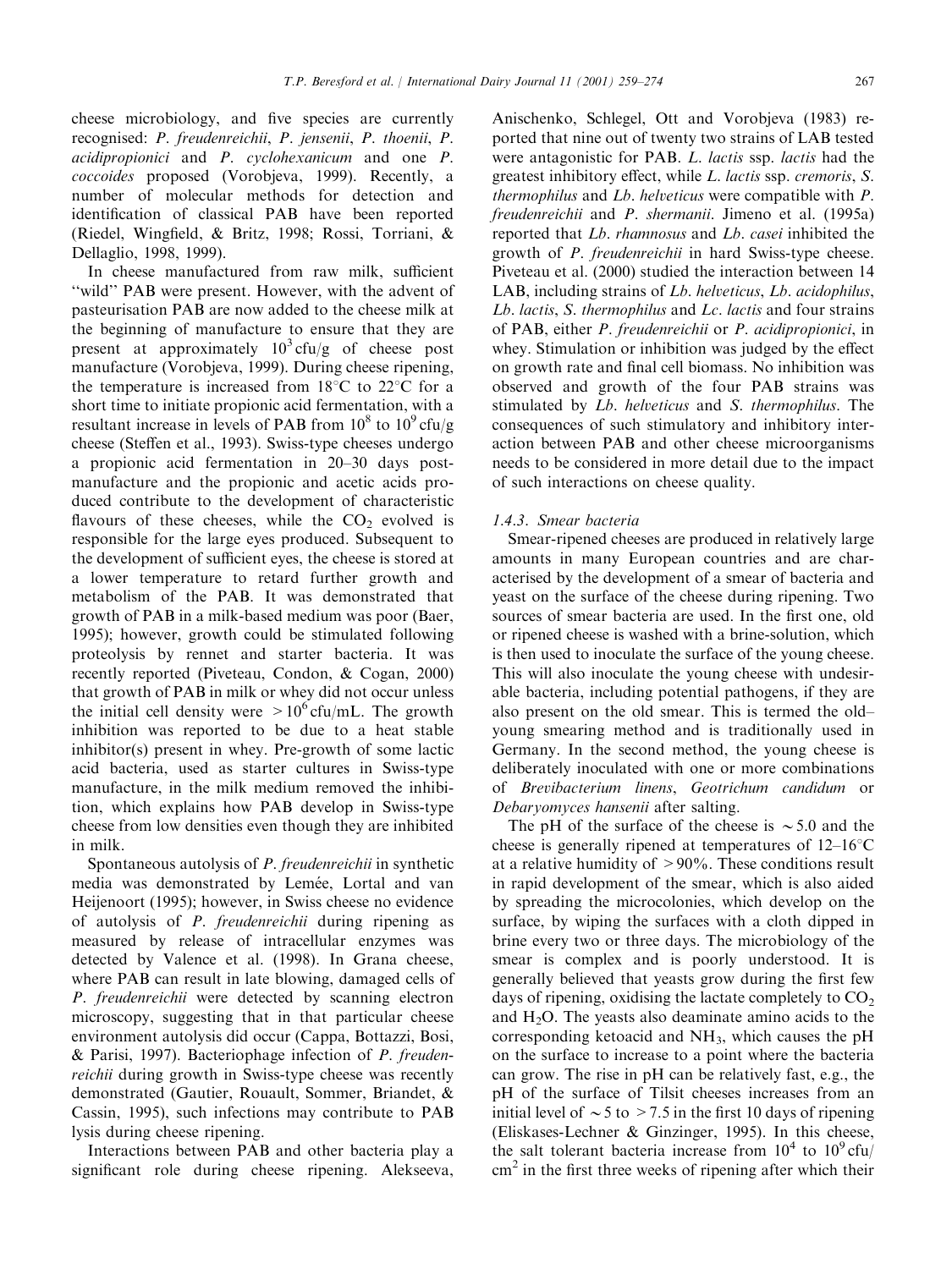cheese microbiology, and five species are currently recognised: *P. freudenreichii*, *P. jensenii*, *P. thoenii*, *P. acidipropionici* and *P. cyclohexanicum* and one *P. coccoides* proposed (Vorobjeva, 1999). Recently, a number of molecular methods for detection and identification of classical PAB have been reported (Riedel, Wingfield, & Britz, 1998; Rossi, Torriani, & Dellaglio, 1998, 1999).

In cheese manufactured from raw milk, sufficient "wild" PAB were present. However, with the advent of pasteurisation PAB are now added to the cheese milk at the beginning of manufacture to ensure that they are present at approximately $10^3$ cfu/g of cheese post manufacture (Vorobjeva, 1999). During cheese ripening, the temperature is increased from 18°C to 22°C for a short time to initiate propionic acid fermentation, with a resultant increase in levels of PAB from $10^8$ to $10^9$ cfu/g cheese (Steffen et al., 1993). Swiss-type cheeses undergo a propionic acid fermentation in 20–30 days post-manufacture and the propionic and acetic acids produced contribute to the development of characteristic flavours of these cheeses, while the $CO_2$ evolved is responsible for the large eyes produced. Subsequent to the development of sufficient eyes, the cheese is stored at a lower temperature to retard further growth and metabolism of the PAB. It was demonstrated that growth of PAB in a milk-based medium was poor (Baer, 1995); however, growth could be stimulated following proteolysis by rennet and starter bacteria. It was recently reported (Piveteau, Condon, & Cogan, 2000) that growth of PAB in milk or whey did not occur unless the initial cell density were $>10^6$ cfu/mL. The growth inhibition was reported to be due to a heat stable inhibitor(s) present in whey. Pre-growth of some lactic acid bacteria, used as starter cultures in Swiss-type manufacture, in the milk medium removed the inhibition, which explains how PAB develop in Swiss-type cheese from low densities even though they are inhibited in milk.

Spontaneous autolysis of *P. freudenreichii* in synthetic media was demonstrated by Lemée, Lortal and van Heijenoort (1995); however, in Swiss cheese no evidence of autolysis of *P. freudenreichii* during ripening as measured by release of intracellular enzymes was detected by Valence et al. (1998). In Grana cheese, where PAB can result in late blowing, damaged cells of *P. freudenreichii* were detected by scanning electron microscopy, suggesting that in that particular cheese environment autolysis did occur (Cappa, Bottazzi, Bosi, & Parisi, 1997). Bacteriophage infection of *P. freudenreichii* during growth in Swiss-type cheese was recently demonstrated (Gautier, Rouault, Sommer, Briandet, & Cassin, 1995), such infections may contribute to PAB lysis during cheese ripening.

Interactions between PAB and other bacteria play a significant role during cheese ripening. Alekseeva, Anischenko, Schlegel, Ott and Vorobjeva (1983) reported that nine out of twenty two strains of LAB tested were antagonistic for PAB. *L. lactis* ssp. *lactis* had the greatest inhibitory effect, while *L. lactis* ssp. *cremoris*, *S. thermophilus* and *Lb. helveticus* were compatible with *P. freudenreichii* and *P. shermanii*. Jimeno et al. (1995a) reported that *Lb. rhamnosus* and *Lb. casei* inhibited the growth of *P. freudenreichii* in hard Swiss-type cheese. Piveteau et al. (2000) studied the interaction between 14 LAB, including strains of *Lb. helveticus*, *Lb. acidophilus*, *Lb. lactis*, *S. thermophilus* and *Lc. lactis* and four strains of PAB, either *P. freudenreichii* or *P. acidipropionici*, in whey. Stimulation or inhibition was judged by the effect on growth rate and final cell biomass. No inhibition was observed and growth of the four PAB strains was stimulated by *Lb. helveticus* and *S. thermophilus*. The consequences of such stimulatory and inhibitory interaction between PAB and other cheese microorganisms needs to be considered in more detail due to the impact of such interactions on cheese quality.

#### 1.4.3. Smear bacteria

Smear-ripened cheeses are produced in relatively large amounts in many European countries and are characterised by the development of a smear of bacteria and yeast on the surface of the cheese during ripening. Two sources of smear bacteria are used. In the first one, old or ripened cheese is washed with a brine-solution, which is then used to inoculate the surface of the young cheese. This will also inoculate the young cheese with undesirable bacteria, including potential pathogens, if they are also present on the old smear. This is termed the old–young smearing method and is traditionally used in Germany. In the second method, the young cheese is deliberately inoculated with one or more combinations of *Brevibacterium linens*, *Geotrichum candidum* or *Debaryomyces hansenii* after salting.

The pH of the surface of the cheese is ~5.0 and the cheese is generally ripened at temperatures of 12–16°C at a relative humidity of >90%. These conditions result in rapid development of the smear, which is also aided by spreading the microcolonies, which develop on the surface, by wiping the surfaces with a cloth dipped in brine every two or three days. The microbiology of the smear is complex and is poorly understood. It is generally believed that yeasts grow during the first few days of ripening, oxidising the lactate completely to $CO_2$ and $H_2O$. The yeasts also deaminate amino acids to the corresponding ketoacid and $NH_3$, which causes the pH on the surface to increase to a point where the bacteria can grow. The rise in pH can be relatively fast, e.g., the pH of the surface of Tilsit cheeses increases from an initial level of ~5 to >7.5 in the first 10 days of ripening (Eliskases-Lechner & Ginzinger, 1995). In this cheese, the salt tolerant bacteria increase from $10^4$ to $10^9$ cfu/cm$^2$ in the first three weeks of ripening after which their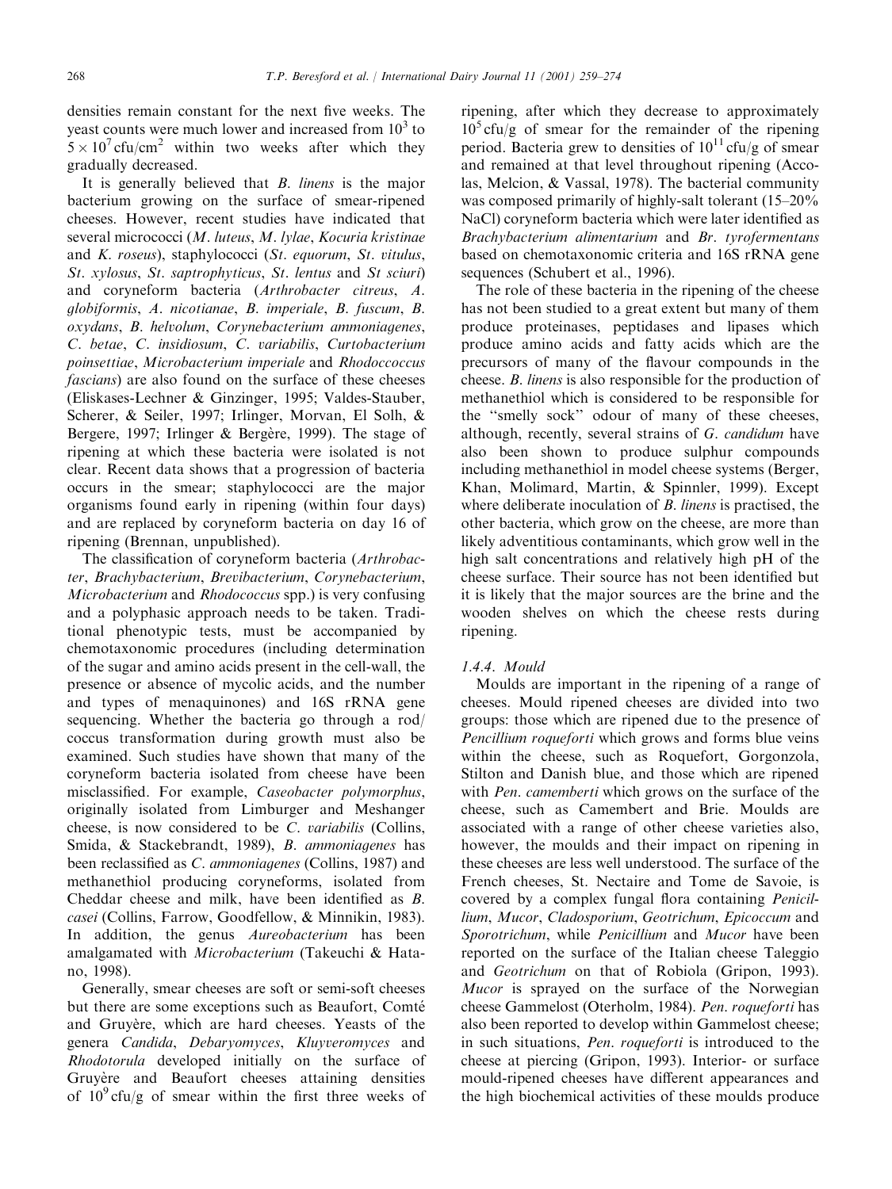densities remain constant for the next five weeks. The yeast counts were much lower and increased from $10^3$ to $5 \times 10^7$ cfu/cm$^2$ within two weeks after which they gradually decreased.

It is generally believed that *B. linens* is the major bacterium growing on the surface of smear-ripened cheeses. However, recent studies have indicated that several micrococci (*M. luteus*, *M. lylae*, *Kocuria kristinae* and *K. roseus*), staphylococci (*St. equorum*, *St. vitulus*, *St. xylosus*, *St. saptrophyticus*, *St. lentus* and *St sciuri*) and coryneform bacteria (*Arthrobacter citreus*, *A. globiformis*, *A. nicotianae*, *B. imperiale*, *B. fuscum*, *B. oxydans*, *B. helvolum*, *Corynebacterium ammoniagenes*, *C. betae*, *C. insidiosum*, *C. variabilis*, *Curtobacterium poinsettiae*, *Microbacterium imperiale* and *Rhodococcus fascians*) are also found on the surface of these cheeses (Eliskases-Lechner & Ginzinger, 1995; Valdes-Stauber, Scherer, & Seiler, 1997; Irlinger, Morvan, El Solh, & Bergere, 1997; Irlinger & Bergère, 1999). The stage of ripening at which these bacteria were isolated is not clear. Recent data shows that a progression of bacteria occurs in the smear; staphylococci are the major organisms found early in ripening (within four days) and are replaced by coryneform bacteria on day 16 of ripening (Brennan, unpublished).

The classification of coryneform bacteria (*Arthrobacter*, *Brachybacterium*, *Brevibacterium*, *Corynebacterium*, *Microbacterium* and *Rhodococcus* spp.) is very confusing and a polyphasic approach needs to be taken. Traditional phenotypic tests, must be accompanied by chemotaxonomic procedures (including determination of the sugar and amino acids present in the cell-wall, the presence or absence of mycolic acids, and the number and types of menaquinones) and 16S rRNA gene sequencing. Whether the bacteria go through a rod/coccus transformation during growth must also be examined. Such studies have shown that many of the coryneform bacteria isolated from cheese have been misclassified. For example, *Caseobacter polymorphus*, originally isolated from Limburger and Meshanger cheese, is now considered to be *C. variabilis* (Collins, Smida, & Stackebrandt, 1989), *B. ammoniagenes* has been reclassified as *C. ammoniagenes* (Collins, 1987) and methanethiol producing coryneforms, isolated from Cheddar cheese and milk, have been identified as *B. casei* (Collins, Farrow, Goodfellow, & Minnikin, 1983). In addition, the genus *Aureobacterium* has been amalgamated with *Microbacterium* (Takeuchi & Hatano, 1998).

Generally, smear cheeses are soft or semi-soft cheeses but there are some exceptions such as Beaufort, Comté and Gruyère, which are hard cheeses. Yeasts of the genera *Candida*, *Debaryomyces*, *Kluyveromyces* and *Rhodotorula* developed initially on the surface of Gruyère and Beaufort cheeses attaining densities of $10^9$ cfu/g of smear within the first three weeks of ripening, after which they decrease to approximately $10^5$ cfu/g of smear for the remainder of the ripening period. Bacteria grew to densities of $10^{11}$ cfu/g of smear and remained at that level throughout ripening (Accolas, Melcion, & Vassal, 1978). The bacterial community was composed primarily of highly-salt tolerant (15–20% NaCl) coryneform bacteria which were later identified as *Brachybacterium alimentarium* and *Br. tyrofermentans* based on chemotaxonomic criteria and 16S rRNA gene sequences (Schubert et al., 1996).

The role of these bacteria in the ripening of the cheese has not been studied to a great extent but many of them produce proteinases, peptidases and lipases which produce amino acids and fatty acids which are the precursors of many of the flavour compounds in the cheese. *B. linens* is also responsible for the production of methanethiol which is considered to be responsible for the "smelly sock" odour of many of these cheeses, although, recently, several strains of *G. candidum* have also been shown to produce sulphur compounds including methanethiol in model cheese systems (Berger, Khan, Molimard, Martin, & Spinnler, 1999). Except where deliberate inoculation of *B. linens* is practised, the other bacteria, which grow on the cheese, are more than likely adventitious contaminants, which grow well in the high salt concentrations and relatively high pH of the cheese surface. Their source has not been identified but it is likely that the major sources are the brine and the wooden shelves on which the cheese rests during ripening.

#### 1.4.4. Mould

Moulds are important in the ripening of a range of cheeses. Mould ripened cheeses are divided into two groups: those which are ripened due to the presence of *Pencillium roqueforti* which grows and forms blue veins within the cheese, such as Roquefort, Gorgonzola, Stilton and Danish blue, and those which are ripened with *Pen. camemberti* which grows on the surface of the cheese, such as Camembert and Brie. Moulds are associated with a range of other cheese varieties also, however, the moulds and their impact on ripening in these cheeses are less well understood. The surface of the French cheeses, St. Nectaire and Tome de Savoie, is covered by a complex fungal flora containing *Penicillium*, *Mucor*, *Cladosporium*, *Geotrichum*, *Epicoccum* and *Sporotrichum*, while *Penicillium* and *Mucor* have been reported on the surface of the Italian cheese Taleggio and *Geotrichum* on that of Robiola (Gripon, 1993). *Mucor* is sprayed on the surface of the Norwegian cheese Gammelost (Oterholm, 1984). *Pen. roqueforti* has also been reported to develop within Gammelost cheese; in such situations, *Pen. roqueforti* is introduced to the cheese at piercing (Gripon, 1993). Interior- or surface mould-ripened cheeses have different appearances and the high biochemical activities of these moulds produce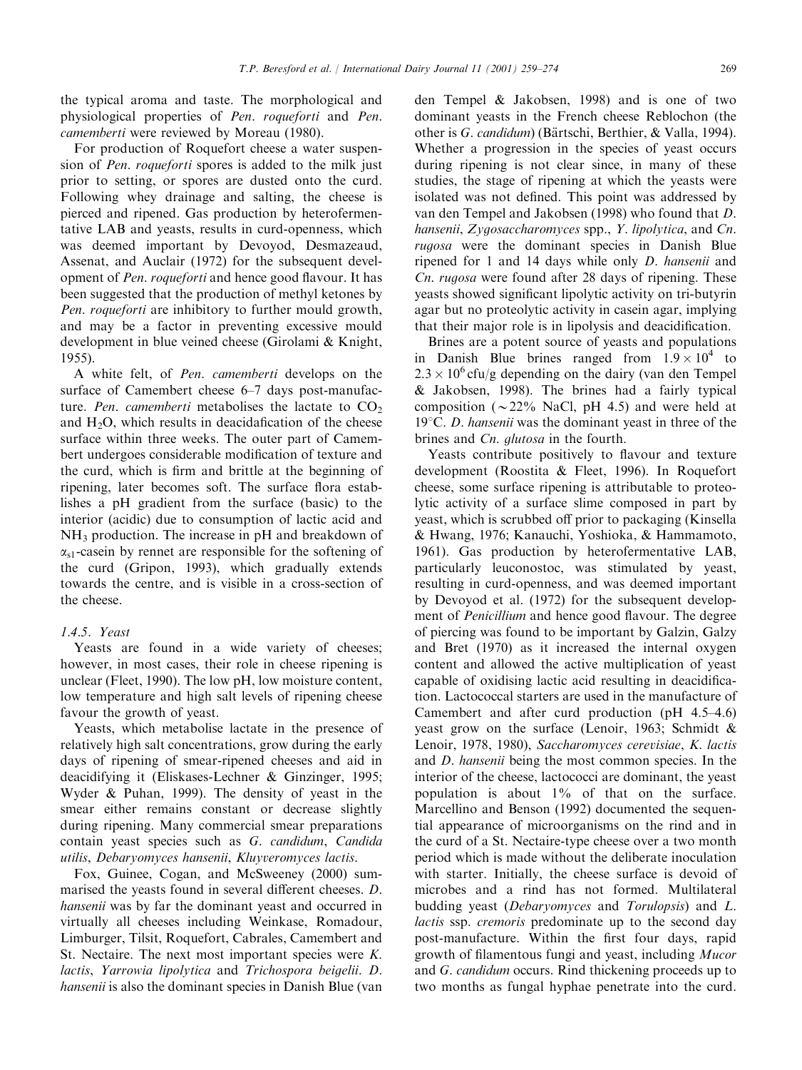the typical aroma and taste. The morphological and physiological properties of *Pen. roqueforti* and *Pen. camemberti* were reviewed by Moreau (1980).

For production of Roquefort cheese a water suspension of *Pen. roqueforti* spores is added to the milk just prior to setting, or spores are dusted onto the curd. Following whey drainage and salting, the cheese is pierced and ripened. Gas production by heterofermentative LAB and yeasts, results in curd-openness, which was deemed important by Devoyod, Desmazeaud, Assenat, and Auclair (1972) for the subsequent development of *Pen. roqueforti* and hence good flavour. It has been suggested that the production of methyl ketones by *Pen. roqueforti* are inhibitory to further mould growth, and may be a factor in preventing excessive mould development in blue veined cheese (Girolami & Knight, 1955).

A white felt, of *Pen. camemberti* develops on the surface of Camembert cheese 6–7 days post-manufacture. *Pen. camemberti* metabolises the lactate to $CO_2$ and $H_2O$, which results in deacidafication of the cheese surface within three weeks. The outer part of Camembert undergoes considerable modification of texture and the curd, which is firm and brittle at the beginning of ripening, later becomes soft. The surface flora establishes a pH gradient from the surface (basic) to the interior (acidic) due to consumption of lactic acid and $NH_3$ production. The increase in pH and breakdown of $\alpha_{s1}$-casein by rennet are responsible for the softening of the curd (Gripon, 1993), which gradually extends towards the centre, and is visible in a cross-section of the cheese.

### 1.4.5. Yeast

Yeasts are found in a wide variety of cheeses; however, in most cases, their role in cheese ripening is unclear (Fleet, 1990). The low pH, low moisture content, low temperature and high salt levels of ripening cheese favour the growth of yeast.

Yeasts, which metabolise lactate in the presence of relatively high salt concentrations, grow during the early days of ripening of smear-ripened cheeses and aid in deacidifying it (Eliskases-Lechner & Ginzinger, 1995; Wyder & Puhan, 1999). The density of yeast in the smear either remains constant or decrease slightly during ripening. Many commercial smear preparations contain yeast species such as *G. candidum*, *Candida utilis*, *Debaryomyces hansenii*, *Kluyveromyces lactis*.

Fox, Guinee, Cogan, and McSweeney (2000) summarised the yeasts found in several different cheeses. *D. hansenii* was by far the dominant yeast and occurred in virtually all cheeses including Weinkase, Romadour, Limburger, Tilsit, Roquefort, Cabrales, Camembert and St. Nectaire. The next most important species were *K. lactis*, *Yarrowia lipolytica* and *Trichospora beigelii*. *D. hansenii* is also the dominant species in Danish Blue (van den Tempel & Jakobsen, 1998) and is one of two dominant yeasts in the French cheese Reblochon (the other is *G. candidum*) (Bärtschi, Berthier, & Valla, 1994). Whether a progression in the species of yeast occurs during ripening is not clear since, in many of these studies, the stage of ripening at which the yeasts were isolated was not defined. This point was addressed by van den Tempel and Jakobsen (1998) who found that *D. hansenii*, *Zygosaccharomyces* spp., *Y. lipolytica*, and *Cn. rugosa* were the dominant species in Danish Blue ripened for 1 and 14 days while only *D. hansenii* and *Cn. rugosa* were found after 28 days of ripening. These yeasts showed significant lipolytic activity on tri-butyrin agar but no proteolytic activity in casein agar, implying that their major role is in lipolysis and deacidification.

Brines are a potent source of yeasts and populations in Danish Blue brines ranged from $1.9 \times 10^4$ to $2.3 \times 10^6$ cfu/g depending on the dairy (van den Tempel & Jakobsen, 1998). The brines had a fairly typical composition ($\sim$22% NaCl, pH 4.5) and were held at 19°C. *D. hansenii* was the dominant yeast in three of the brines and *Cn. glutosa* in the fourth.

Yeasts contribute positively to flavour and texture development (Roostita & Fleet, 1996). In Roquefort cheese, some surface ripening is attributable to proteolytic activity of a surface slime composed in part by yeast, which is scrubbed off prior to packaging (Kinsella & Hwang, 1976; Kanauchi, Yoshioka, & Hammamoto, 1961). Gas production by heterofermentative LAB, particularly leuconostoc, was stimulated by yeast, resulting in curd-openness, and was deemed important by Devoyod et al. (1972) for the subsequent development of *Penicillium* and hence good flavour. The degree of piercing was found to be important by Galzin, Galzy and Bret (1970) as it increased the internal oxygen content and allowed the active multiplication of yeast capable of oxidising lactic acid resulting in deacidification. Lactococcal starters are used in the manufacture of Camembert and after curd production (pH 4.5–4.6) yeast grow on the surface (Lenoir, 1963; Schmidt & Lenoir, 1978, 1980), *Saccharomyces cerevisiae*, *K. lactis* and *D. hansenii* being the most common species. In the interior of the cheese, lactococci are dominant, the yeast population is about 1% of that on the surface. Marcellino and Benson (1992) documented the sequential appearance of microorganisms on the rind and in the curd of a St. Nectaire-type cheese over a two month period which is made without the deliberate inoculation with starter. Initially, the cheese surface is devoid of microbes and a rind has not formed. Multilateral budding yeast (*Debaryomyces* and *Torulopsis*) and *L. lactis* ssp. *cremoris* predominate up to the second day post-manufacture. Within the first four days, rapid growth of filamentous fungi and yeast, including *Mucor* and *G. candidum* occurs. Rind thickening proceeds up to two months as fungal hyphae penetrate into the curd.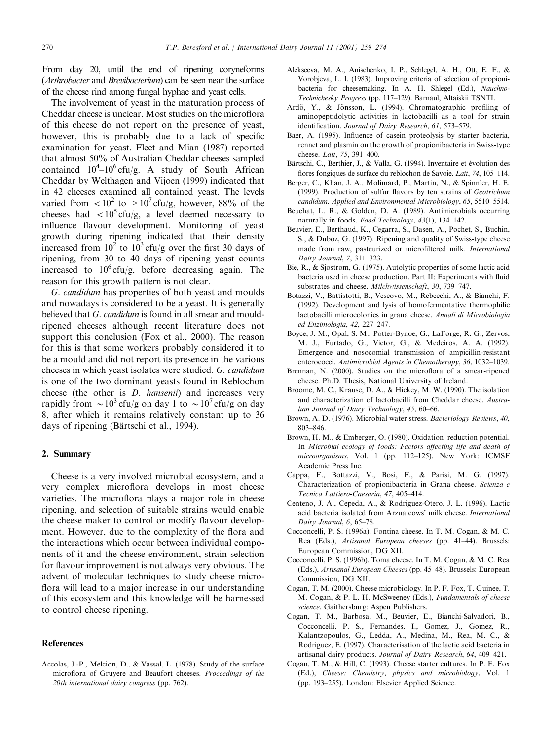From day 20, until the end of ripening coryneforms (*Arthrobacter* and *Brevibacterium*) can be seen near the surface of the cheese rind among fungal hyphae and yeast cells.

The involvement of yeast in the maturation process of Cheddar cheese is unclear. Most studies on the microflora of this cheese do not report on the presence of yeast, however, this is probably due to a lack of specific examination for yeast. Fleet and Mian (1987) reported that almost 50% of Australian Cheddar cheeses sampled contained $10^4$–$10^6$ cfu/g. A study of South African Cheddar by Welthagen and Vijoen (1999) indicated that in 42 cheeses examined all contained yeast. The levels varied from $<10^2$ to $>10^7$ cfu/g, however, 88% of the cheeses had $<10^5$ cfu/g, a level deemed necessary to influence flavour development. Monitoring of yeast growth during ripening indicated that their density increased from $10^2$ to $10^3$ cfu/g over the first 30 days of ripening, from 30 to 40 days of ripening yeast counts increased to $10^6$ cfu/g, before decreasing again. The reason for this growth pattern is not clear.

*G. candidum* has properties of both yeast and moulds and nowadays is considered to be a yeast. It is generally believed that *G. candidum* is found in all smear and mould-ripened cheeses although recent literature does not support this conclusion (Fox et al., 2000). The reason for this is that some workers probably considered it to be a mould and did not report its presence in the various cheeses in which yeast isolates were studied. *G. candidum* is one of the two dominant yeasts found in Reblochon cheese (the other is *D. hansenii*) and increases very rapidly from $\sim 10^3$ cfu/g on day 1 to $\sim 10^7$ cfu/g on day 8, after which it remains relatively constant up to 36 days of ripening (Bärtschi et al., 1994).

## 2. Summary

Cheese is a very involved microbial ecosystem, and a very complex microflora develops in most cheese varieties. The microflora plays a major role in cheese ripening, and selection of suitable strains would enable the cheese maker to control or modify flavour development. However, due to the complexity of the flora and the interactions which occur between individual components of it and the cheese environment, strain selection for flavour improvement is not always very obvious. The advent of molecular techniques to study cheese microflora will lead to a major increase in our understanding of this ecosystem and this knowledge will be harnessed to control cheese ripening.

## References

Accolas, J.-P., Melcion, D., & Vassal, L. (1978). Study of the surface microflora of Gruyere and Beaufort cheeses. *Proceedings of the 20th international dairy congress* (pp. 762).

Alekseeva, M. A., Anischenko, I. P., Schlegel, A. H., Ott, E. F., & Vorobjeva, L. I. (1983). Improving criteria of selection of propionibacteria for cheesemaking. In A. H. Shlegel (Ed.), *Nauchno-Technichesky Progress* (pp. 117–129). Barnaul, Altaiskii TSNTI.

Ardö, Y., & Jönsson, L. (1994). Chromatographic profiling of aminopeptidolytic activities in lactobacilli as a tool for strain identification. *Journal of Dairy Research*, *61*, 573–579.

Baer, A. (1995). Influence of casein proteolysis by starter bacteria, rennet and plasmin on the growth of propionibacteria in Swiss-type cheese. *Lait*, *75*, 391–400.

Bärtschi, C., Berthier, J., & Valla, G. (1994). Inventaire et évolution des flores fongiques de surface du reblochon de Savoie. *Lait*, *74*, 105–114.

Berger, C., Khan, J. A., Molimard, P., Martin, N., & Spinnler, H. E. (1999). Production of sulfur flavors by ten strains of *Geotrichum candidum*. *Applied and Environmental Microbiology*, *65*, 5510–5514.

Beuchat, L. R., & Golden, D. A. (1989). Antimicrobials occurring naturally in foods. *Food Technology*, *43*(1), 134–142.

Beuvier, E., Berthaud, K., Cegarra, S., Dasen, A., Pochet, S., Buchin, S., & Duboz, G. (1997). Ripening and quality of Swiss-type cheese made from raw, pasteurized or microfiltered milk. *International Dairy Journal*, *7*, 311–323.

Bie, R., & Sjostrom, G. (1975). Autolytic properties of some lactic acid bacteria used in cheese production. Part II: Experiments with fluid substrates and cheese. *Milchwissenschaft*, *30*, 739–747.

Botazzi, V., Battistotti, B., Vescovo, M., Rebecchi, A., & Bianchi, F. (1992). Development and lysis of homofermentative thermophilic lactobacilli microcolonies in grana cheese. *Annali di Microbiologia ed Enzimologia*, *42*, 227–247.

Boyce, J. M., Opal, S. M., Potter-Bynoe, G., LaForge, R. G., Zervos, M. J., Furtado, G., Victor, G., & Medeiros, A. A. (1992). Emergence and nosocomial transmission of ampicillin-resistant enterococci. *Antimicrobial Agents in Chemotherapy*, *36*, 1032–1039.

Brennan, N. (2000). Studies on the microflora of a smear-ripened cheese. Ph.D. Thesis, National University of Ireland.

Broome, M. C., Krause, D. A., & Hickey, M. W. (1990). The isolation and characterization of lactobacilli from Cheddar cheese. *Australian Journal of Dairy Technology*, *45*, 60–66.

Brown, A. D. (1976). Microbial water stress. *Bacteriology Reviews*, *40*, 803–846.

Brown, H. M., & Emberger, O. (1980). Oxidation–reduction potential. In *Microbial ecology of foods: Factors affecting life and death of microorganisms*, Vol. 1 (pp. 112–125). New York: ICMSF Academic Press Inc.

Cappa, F., Bottazzi, V., Bosi, F., & Parisi, M. G. (1997). Characterization of propionibacteria in Grana cheese. *Scienza e Tecnica Lattiero-Caesaria*, *47*, 405–414.

Centeno, J. A., Cepeda, A., & Rodriguez-Otero, J. L. (1996). Lactic acid bacteria isolated from Arzua cows' milk cheese. *International Dairy Journal*, *6*, 65–78.

Cocconcelli, P. S. (1996a). Fontina cheese. In T. M. Cogan, & M. C. Rea (Eds.), *Artisanal European cheeses* (pp. 41–44). Brussels: European Commission, DG XII.

Cocconcelli, P. S. (1996b). Toma cheese. In T. M. Cogan, & M. C. Rea (Eds.), *Artisanal European Cheeses* (pp. 45–48). Brussels: European Commission, DG XII.

Cogan, T. M. (2000). Cheese microbiology. In P. F. Fox, T. Guinee, T. M. Cogan, & P. L. H. McSweeney (Eds.), *Fundamentals of cheese science*. Gaithersburg: Aspen Publishers.

Cogan, T. M., Barbosa, M., Beuvier, E., Bianchi-Salvadori, B., Cocconcelli, P. S., Fernandes, I., Gomez, J., Gomez, R., Kalantzopoulos, G., Ledda, A., Medina, M., Rea, M. C., & Rodriguez, E. (1997). Characterisation of the lactic acid bacteria in artisanal dairy products. *Journal of Dairy Research*, *64*, 409–421.

Cogan, T. M., & Hill, C. (1993). Cheese starter cultures. In P. F. Fox (Ed.), *Cheese: Chemistry, physics and microbiology*, Vol. 1 (pp. 193–255). London: Elsevier Applied Science.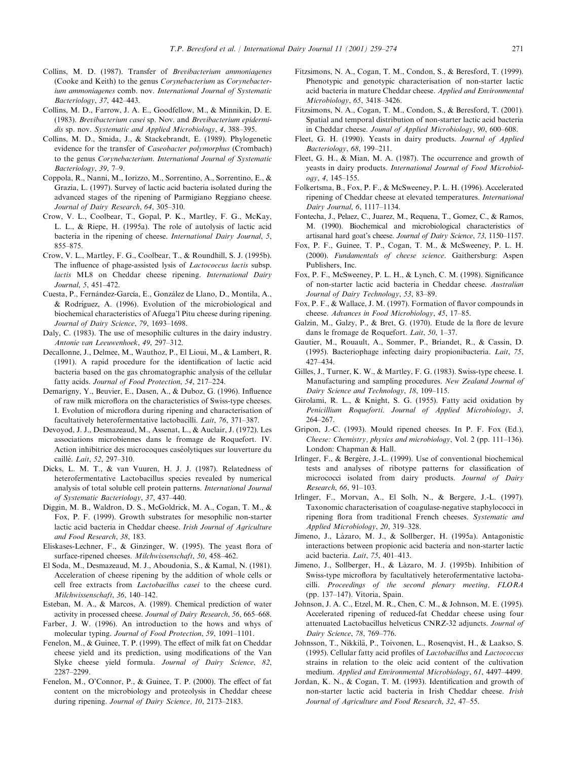Collins, M. D. (1987). Transfer of *Brevibacterium ammoniagenes* (Cooke and Keith) to the genus *Corynebacterium* as *Corynebacterium ammoniagenes* comb. nov. *International Journal of Systematic Bacteriology*, *37*, 442–443.

Collins, M. D., Farrow, J. A. E., Goodfellow, M., & Minnikin, D. E. (1983). *Brevibacterium casei* sp. Nov. and *Brevibacterium epidermidis* sp. nov. *Systematic and Applied Microbiology*, *4*, 388–395.

Collins, M. D., Smida, J., & Stackebrandt, E. (1989). Phylogenetic evidence for the transfer of *Caseobacter polymorphus* (Crombach) to the genus *Corynebacterium*. *International Journal of Systematic Bacteriology*, *39*, 7–9.

Coppola, R., Nanni, M., Iorizzo, M., Sorrentino, A., Sorrentino, E., & Grazia, L. (1997). Survey of lactic acid bacteria isolated during the advanced stages of the ripening of Parmigiano Reggiano cheese. *Journal of Dairy Research*, *64*, 305–310.

Crow, V. L., Coolbear, T., Gopal, P. K., Martley, F. G., McKay, L. L., & Riepe, H. (1995a). The role of autolysis of lactic acid bacteria in the ripening of cheese. *International Dairy Journal*, *5*, 855–875.

Crow, V. L., Martley, F. G., Coolbear, T., & Roundhill, S. J. (1995b). The influence of phage-assisted lysis of *Lactococcus lactis* subsp. *lactis* ML8 on Cheddar cheese ripening. *International Dairy Journal*, *5*, 451–472.

Cuesta, P., Fernández-García, E., González de Llano, D., Montila, A., & Rodríguez, A. (1996). Evolution of the microbiological and biochemical characteristics of Afuega'l Pitu cheese during ripening. *Journal of Dairy Science*, *79*, 1693–1698.

Daly, C. (1983). The use of mesophilic cultures in the dairy industry. *Antonie van Leeuwenhoek*, *49*, 297–312.

Decallonne, J., Delmee, M., Wauthoz, P., El Lioui, M., & Lambert, R. (1991). A rapid procedure for the identification of lactic acid bacteria based on the gas chromatographic analysis of the cellular fatty acids. *Journal of Food Protection*, *54*, 217–224.

Demarigny, Y., Beuvier, E., Dasen, A., & Duboz, G. (1996). Influence of raw milk microflora on the characteristics of Swiss-type cheeses. I. Evolution of microflora during ripening and characterisation of facultatively heterofermentative lactobacilli. *Lait*, *76*, 371–387.

Devoyod, J. J., Desmazeaud, M., Assenat, L., & Auclair, J. (1972). Les associations microbiennes dans le fromage de Roquefort. IV. Action inhibitrice des microcoques caséolytiques sur louverture du caillé. *Lait*, *52*, 297–310.

Dicks, L. M. T., & van Vuuren, H. J. J. (1987). Relatedness of heterofermentative Lactobacillus species revealed by numerical analysis of total soluble cell protein patterns. *International Journal of Systematic Bacteriology*, *37*, 437–440.

Diggin, M. B., Waldron, D. S., McGoldrick, M. A., Cogan, T. M., & Fox, P. F. (1999). Growth substrates for mesophilic non-starter lactic acid bacteria in Cheddar cheese. *Irish Journal of Agriculture and Food Research*, *38*, 183.

Eliskases-Lechner, F., & Ginzinger, W. (1995). The yeast flora of surface-ripened cheeses. *Milchwissenschaft*, *50*, 458–462.

El Soda, M., Desmazeaud, M. J., Aboudonia, S., & Kamal, N. (1981). Acceleration of cheese ripening by the addition of whole cells or cell free extracts from *Lactobacillus casei* to the cheese curd. *Milchwissenschaft*, *36*, 140–142.

Esteban, M. A., & Marcos, A. (1989). Chemical prediction of water activity in processed cheese. *Journal of Dairy Research*, *56*, 665–668.

Farber, J. W. (1996). An introduction to the hows and whys of molecular typing. *Journal of Food Protection*, *59*, 1091–1101.

Fenelon, M., & Guinee, T. P. (1999). The effect of milk fat on Cheddar cheese yield and its prediction, using modifications of the Van Slyke cheese yield formula. *Journal of Dairy Science*, *82*, 2287–2299.

Fenelon, M., O'Connor, P., & Guinee, T. P. (2000). The effect of fat content on the microbiology and proteolysis in Cheddar cheese during ripening. *Journal of Dairy Science, 10*, 2173–2183.

Fitzsimons, N. A., Cogan, T. M., Condon, S., & Beresford, T. (1999). Phenotypic and genotypic characterisation of non-starter lactic acid bacteria in mature Cheddar cheese. *Applied and Environmental Microbiology*, *65*, 3418–3426.

Fitzsimons, N. A., Cogan, T. M., Condon, S., & Beresford, T. (2001). Spatial and temporal distribution of non-starter lactic acid bacteria in Cheddar cheese. *Jounal of Applied Microbiology*, *90*, 600–608.

Fleet, G. H. (1990). Yeasts in dairy products. *Journal of Applied Bacteriology*, *68*, 199–211.

Fleet, G. H., & Mian, M. A. (1987). The occurrence and growth of yeasts in dairy products. *International Journal of Food Microbiology*, *4*, 145–155.

Folkertsma, B., Fox, P. F., & McSweeney, P. L. H. (1996). Accelerated ripening of Cheddar cheese at elevated temperatures. *International Dairy Journal*, *6*, 1117–1134.

Fontecha, J., Pelaez, C., Juarez, M., Requena, T., Gomez, C., & Ramos, M. (1990). Biochemical and microbiological characteristics of artisanal hard goat's cheese. *Journal of Dairy Science*, *73*, 1150–1157.

Fox, P. F., Guinee, T. P., Cogan, T. M., & McSweeney, P. L. H. (2000). *Fundamentals of cheese science*. Gaithersburg: Aspen Publishers, Inc.

Fox, P. F., McSweeney, P. L. H., & Lynch, C. M. (1998). Significance of non-starter lactic acid bacteria in Cheddar cheese. *Australian Journal of Dairy Technology*, *53*, 83–89.

Fox, P. F., & Wallace, J. M. (1997). Formation of flavor compounds in cheese. *Advances in Food Microbiology*, *45*, 17–85.

Galzin, M., Galzy, P., & Bret, G. (1970). Etude de la flore de levure dans le fromage de Roquefort. *Lait*, *50*, 1–37.

Gautier, M., Rouault, A., Sommer, P., Briandet, R., & Cassin, D. (1995). Bacteriophage infecting dairy propionibacteria. *Lait*, *75*, 427–434.

Gilles, J., Turner, K. W., & Martley, F. G. (1983). Swiss-type cheese. I. Manufacturing and sampling procedures. *New Zealand Journal of Dairy Science and Technology*, *18*, 109–115.

Girolami, R. L., & Knight, S. G. (1955). Fatty acid oxidation by *Penicillium Roqueforti*. *Journal of Applied Microbiology*, *3*, 264–267.

Gripon, J.-C. (1993). Mould ripened cheeses. In P. F. Fox (Ed.), *Cheese: Chemistry, physics and microbiology*, Vol. 2 (pp. 111–136). London: Chapman & Hall.

Irlinger, F., & Bergère, J.-L. (1999). Use of conventional biochemical tests and analyses of ribotype patterns for classification of micrococci isolated from dairy products. *Journal of Dairy Research*, *66*, 91–103.

Irlinger, F., Morvan, A., El Solh, N., & Bergere, J.-L. (1997). Taxonomic characterisation of coagulase-negative staphylococci in ripening flora from traditional French cheeses. *Systematic and Applied Microbiology*, *20*, 319–328.

Jimeno, J., Làzaro, M. J., & Sollberger, H. (1995a). Antagonistic interactions between propionic acid bacteria and non-starter lactic acid bacteria. *Lait*, *75*, 401–413.

Jimeno, J., Sollberger, H., & Làzaro, M. J. (1995b). Inhibition of Swiss-type microflora by facultatively heterofermentative lactobacilli. *Proceedings of the second plenary meeting, FLORA* (pp. 137–147). Vitoria, Spain.

Johnson, J. A. C., Etzel, M. R., Chen, C. M., & Johnson, M. E. (1995). Accelerated ripening of reduced-fat Cheddar cheese using four attenuated Lactobacillus helveticus CNRZ-32 adjuncts. *Journal of Dairy Science*, *78*, 769–776.

Johnsson, T., Nikkilä, P., Toivonen, L., Rosenqvist, H., & Laakso, S. (1995). Cellular fatty acid profiles of *Lactobacillus* and *Lactococcus* strains in relation to the oleic acid content of the cultivation medium. *Applied and Environmental Microbiology*, *61*, 4497–4499.

Jordan, K. N., & Cogan, T. M. (1993). Identification and growth of non-starter lactic acid bacteria in Irish Cheddar cheese. *Irish Journal of Agriculture and Food Research*, *32*, 47–55.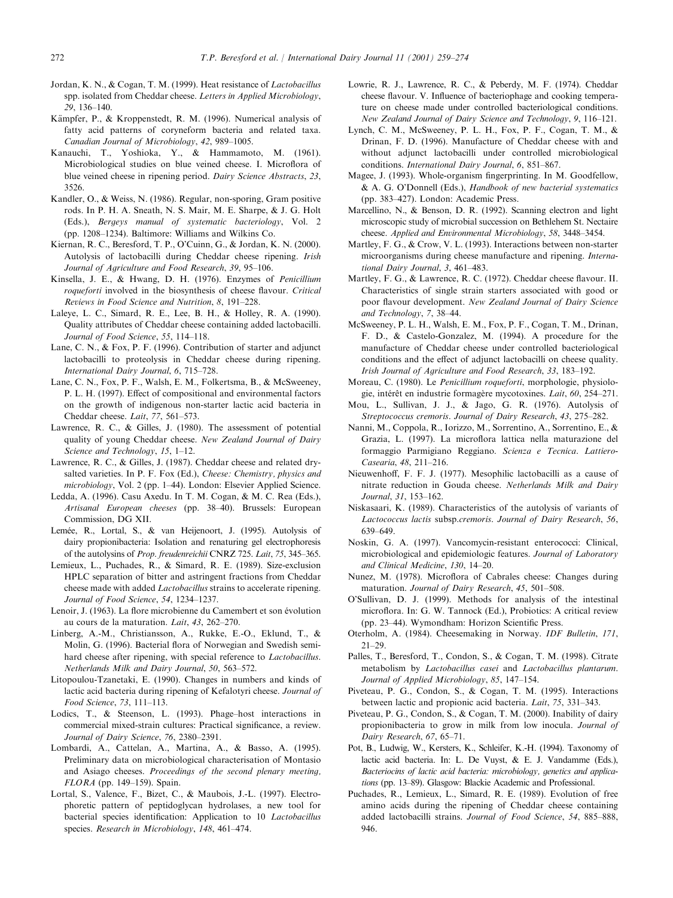Jordan, K. N., & Cogan, T. M. (1999). Heat resistance of *Lactobacillus* spp. isolated from Cheddar cheese. *Letters in Applied Microbiology*, *29*, 136–140.

Kämpfer, P., & Kroppenstedt, R. M. (1996). Numerical analysis of fatty acid patterns of coryneform bacteria and related taxa. *Canadian Journal of Microbiology*, *42*, 989–1005.

Kanauchi, T., Yoshioka, Y., & Hammamoto, M. (1961). Microbiological studies on blue veined cheese. I. Microflora of blue veined cheese in ripening period. *Dairy Science Abstracts*, *23*, 3526.

Kandler, O., & Weiss, N. (1986). Regular, non-sporing, Gram positive rods. In P. H. A. Sneath, N. S. Mair, M. E. Sharpe, & J. G. Holt (Eds.), *Bergeys manual of systematic bacteriology*, Vol. 2 (pp. 1208–1234). Baltimore: Williams and Wilkins Co.

Kiernan, R. C., Beresford, T. P., O'Cuinn, G., & Jordan, K. N. (2000). Autolysis of lactobacilli during Cheddar cheese ripening. *Irish Journal of Agriculture and Food Research*, *39*, 95–106.

Kinsella, J. E., & Hwang, D. H. (1976). Enzymes of *Penicillium roqueforti* involved in the biosynthesis of cheese flavour. *Critical Reviews in Food Science and Nutrition*, *8*, 191–228.

Laleye, L. C., Simard, R. E., Lee, B. H., & Holley, R. A. (1990). Quality attributes of Cheddar cheese containing added lactobacilli. *Journal of Food Science*, *55*, 114–118.

Lane, C. N., & Fox, P. F. (1996). Contribution of starter and adjunct lactobacilli to proteolysis in Cheddar cheese during ripening. *International Dairy Journal*, *6*, 715–728.

Lane, C. N., Fox, P. F., Walsh, E. M., Folkertsma, B., & McSweeney, P. L. H. (1997). Effect of compositional and environmental factors on the growth of indigenous non-starter lactic acid bacteria in Cheddar cheese. *Lait*, *77*, 561–573.

Lawrence, R. C., & Gilles, J. (1980). The assessment of potential quality of young Cheddar cheese. *New Zealand Journal of Dairy Science and Technology*, *15*, 1–12.

Lawrence, R. C., & Gilles, J. (1987). Cheddar cheese and related dry-salted varieties. In P. F. Fox (Ed.), *Cheese: Chemistry, physics and microbiology*, Vol. 2 (pp. 1–44). London: Elsevier Applied Science.

Ledda, A. (1996). Casu Axedu. In T. M. Cogan, & M. C. Rea (Eds.), *Artisanal European cheeses* (pp. 38–40). Brussels: European Commission, DG XII.

Lemée, R., Lortal, S., & van Heijenoort, J. (1995). Autolysis of dairy propionibacteria: Isolation and renaturing gel electrophoresis of the autolysins of *Prop. freudenreichii* CNRZ 725. *Lait*, *75*, 345–365.

Lemieux, L., Puchades, R., & Simard, R. E. (1989). Size-exclusion HPLC separation of bitter and astringent fractions from Cheddar cheese made with added *Lactobacillus* strains to accelerate ripening. *Journal of Food Science*, *54*, 1234–1237.

Lenoir, J. (1963). La flore microbienne du Camembert et son évolution au cours de la maturation. *Lait*, *43*, 262–270.

Linberg, A.-M., Christiansson, A., Rukke, E.-O., Eklund, T., & Molin, G. (1996). Bacterial flora of Norwegian and Swedish semi-hard cheese after ripening, with special reference to *Lactobacillus*. *Netherlands Milk and Dairy Journal*, *50*, 563–572.

Litopoulou-Tzanetaki, E. (1990). Changes in numbers and kinds of lactic acid bacteria during ripening of Kefalotyri cheese. *Journal of Food Science*, *73*, 111–113.

Lodics, T., & Steenson, L. (1993). Phage–host interactions in commercial mixed-strain cultures: Practical significance, a review. *Journal of Dairy Science*, *76*, 2380–2391.

Lombardi, A., Cattelan, A., Martina, A., & Basso, A. (1995). Preliminary data on microbiological characterisation of Montasio and Asiago cheeses. *Proceedings of the second plenary meeting, FLORA* (pp. 149–159). Spain.

Lortal, S., Valence, F., Bizet, C., & Maubois, J.-L. (1997). Electrophoretic pattern of peptidoglycan hydrolases, a new tool for bacterial species identification: Application to 10 *Lactobacillus* species. *Research in Microbiology*, *148*, 461–474.

Lowrie, R. J., Lawrence, R. C., & Peberdy, M. F. (1974). Cheddar cheese flavour. V. Influence of bacteriophage and cooking temperature on cheese made under controlled bacteriological conditions. *New Zealand Journal of Dairy Science and Technology*, *9*, 116–121.

Lynch, C. M., McSweeney, P. L. H., Fox, P. F., Cogan, T. M., & Drinan, F. D. (1996). Manufacture of Cheddar cheese with and without adjunct lactobacilli under controlled microbiological conditions. *International Dairy Journal*, *6*, 851–867.

Magee, J. (1993). Whole-organism fingerprinting. In M. Goodfellow, & A. G. O'Donnell (Eds.), *Handbook of new bacterial systematics* (pp. 383–427). London: Academic Press.

Marcellino, N., & Benson, D. R. (1992). Scanning electron and light microscopic study of microbial succession on Bethlehem St. Nectaire cheese. *Applied and Environmental Microbiology*, *58*, 3448–3454.

Martley, F. G., & Crow, V. L. (1993). Interactions between non-starter microorganisms during cheese manufacture and ripening. *International Dairy Journal*, *3*, 461–483.

Martley, F. G., & Lawrence, R. C. (1972). Cheddar cheese flavour. II. Characteristics of single strain starters associated with good or poor flavour development. *New Zealand Journal of Dairy Science and Technology*, *7*, 38–44.

McSweeney, P. L. H., Walsh, E. M., Fox, P. F., Cogan, T. M., Drinan, F. D., & Castelo-Gonzalez, M. (1994). A procedure for the manufacture of Cheddar cheese under controlled bacteriological conditions and the effect of adjunct lactobacilli on cheese quality. *Irish Journal of Agriculture and Food Research*, *33*, 183–192.

Moreau, C. (1980). Le *Penicillium roqueforti*, morphologie, physiologie, intérêt en industrie formagère mycotoxines. *Lait*, *60*, 254–271.

Mou, L., Sullivan, J. J., & Jago, G. R. (1976). Autolysis of *Streptococcus cremoris*. *Journal of Dairy Research*, *43*, 275–282.

Nanni, M., Coppola, R., Iorizzo, M., Sorrentino, A., Sorrentino, E., & Grazia, L. (1997). La microflora lattica nella maturazione del formaggio Parmigiano Reggiano. *Scienza e Tecnica. Lattiero-Casearia*, *48*, 211–216.

Nieuwenhoff, F. F. J. (1977). Mesophilic lactobacilli as a cause of nitrate reduction in Gouda cheese. *Netherlands Milk and Dairy Journal*, *31*, 153–162.

Niskasaari, K. (1989). Characteristics of the autolysis of variants of *Lactococcus lactis* subsp.*cremoris*. *Journal of Dairy Research*, *56*, 639–649.

Noskin, G. A. (1997). Vancomycin-resistant enterococci: Clinical, microbiological and epidemiologic features. *Journal of Laboratory and Clinical Medicine*, *130*, 14–20.

Nunez, M. (1978). Microflora of Cabrales cheese: Changes during maturation. *Journal of Dairy Research*, *45*, 501–508.

O'Sullivan, D. J. (1999). Methods for analysis of the intestinal microflora. In: G. W. Tannock (Ed.), Probiotics: A critical review (pp. 23–44). Wymondham: Horizon Scientific Press.

Oterholm, A. (1984). Cheesemaking in Norway. *IDF Bulletin*, *171*, 21–29.

Palles, T., Beresford, T., Condon, S., & Cogan, T. M. (1998). Citrate metabolism by *Lactobacillus casei* and *Lactobacillus plantarum*. *Journal of Applied Microbiology*, *85*, 147–154.

Piveteau, P. G., Condon, S., & Cogan, T. M. (1995). Interactions between lactic and propionic acid bacteria. *Lait*, *75*, 331–343.

Piveteau, P. G., Condon, S., & Cogan, T. M. (2000). Inability of dairy propionibacteria to grow in milk from low inocula. *Journal of Dairy Research*, *67*, 65–71.

Pot, B., Ludwig, W., Kersters, K., Schleifer, K.-H. (1994). Taxonomy of lactic acid bacteria. In: L. De Vuyst, & E. J. Vandamme (Eds.), *Bacteriocins of lactic acid bacteria: microbiology, genetics and applications* (pp. 13–89). Glasgow: Blackie Academic and Professional.

Puchades, R., Lemieux, L., Simard, R. E. (1989). Evolution of free amino acids during the ripening of Cheddar cheese containing added lactobacilli strains. *Journal of Food Science*, *54*, 885–888, 946.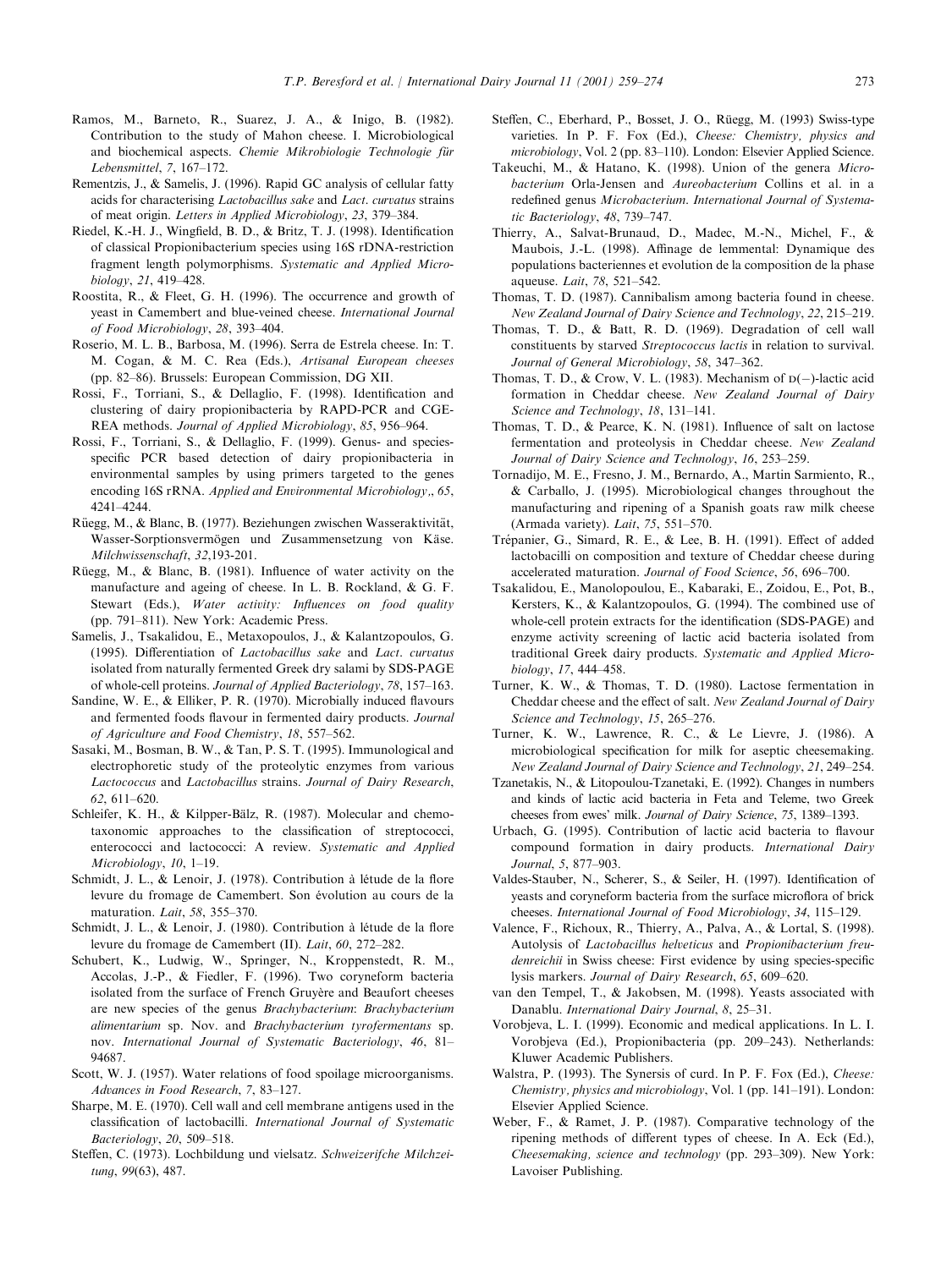Ramos, M., Barneto, R., Suarez, J. A., & Inigo, B. (1982). Contribution to the study of Mahon cheese. I. Microbiological and biochemical aspects. *Chemie Mikrobiologie Technologie für Lebensmittel*, *7*, 167–172.

Rementzis, J., & Samelis, J. (1996). Rapid GC analysis of cellular fatty acids for characterising *Lactobacillus sake* and *Lact. curvatus* strains of meat origin. *Letters in Applied Microbiology*, *23*, 379–384.

Riedel, K.-H. J., Wingfield, B. D., & Britz, T. J. (1998). Identification of classical Propionibacterium species using 16S rDNA-restriction fragment length polymorphisms. *Systematic and Applied Microbiology*, *21*, 419–428.

Roostita, R., & Fleet, G. H. (1996). The occurrence and growth of yeast in Camembert and blue-veined cheese. *International Journal of Food Microbiology*, *28*, 393–404.

Roserio, M. L. B., Barbosa, M. (1996). Serra de Estrela cheese. In: T. M. Cogan, & M. C. Rea (Eds.), *Artisanal European cheeses* (pp. 82–86). Brussels: European Commission, DG XII.

Rossi, F., Torriani, S., & Dellaglio, F. (1998). Identification and clustering of dairy propionibacteria by RAPD-PCR and CGE-REA methods. *Journal of Applied Microbiology*, *85*, 956–964.

Rossi, F., Torriani, S., & Dellaglio, F. (1999). Genus- and species-specific PCR based detection of dairy propionibacteria in environmental samples by using primers targeted to the genes encoding 16S rRNA. *Applied and Environmental Microbiology*,, *65*, 4241–4244.

Rüegg, M., & Blanc, B. (1977). Beziehungen zwischen Wasseraktivität, Wasser-Sorptionsvermögen und Zusammensetzung von Käse. *Milchwissenschaft*, *32*,193-201.

Rüegg, M., & Blanc, B. (1981). Influence of water activity on the manufacture and ageing of cheese. In L. B. Rockland, & G. F. Stewart (Eds.), *Water activity: Influences on food quality* (pp. 791–811). New York: Academic Press.

Samelis, J., Tsakalidou, E., Metaxopoulos, J., & Kalantzopoulos, G. (1995). Differentiation of *Lactobacillus sake* and *Lact. curvatus* isolated from naturally fermented Greek dry salami by SDS-PAGE of whole-cell proteins. *Journal of Applied Bacteriology*, *78*, 157–163.

Sandine, W. E., & Elliker, P. R. (1970). Microbially induced flavours and fermented foods flavour in fermented dairy products. *Journal of Agriculture and Food Chemistry*, *18*, 557–562.

Sasaki, M., Bosman, B. W., & Tan, P. S. T. (1995). Immunological and electrophoretic study of the proteolytic enzymes from various *Lactococcus* and *Lactobacillus* strains. *Journal of Dairy Research*, *62*, 611–620.

Schleifer, K. H., & Kilpper-Bälz, R. (1987). Molecular and chemotaxonomic approaches to the classification of streptococci, enterococci and lactococci: A review. *Systematic and Applied Microbiology*, *10*, 1–19.

Schmidt, J. L., & Lenoir, J. (1978). Contribution à létude de la flore levure du fromage de Camembert. Son évolution au cours de la maturation. *Lait*, *58*, 355–370.

Schmidt, J. L., & Lenoir, J. (1980). Contribution à létude de la flore levure du fromage de Camembert (II). *Lait*, *60*, 272–282.

Schubert, K., Ludwig, W., Springer, N., Kroppenstedt, R. M., Accolas, J.-P., & Fiedler, F. (1996). Two coryneform bacteria isolated from the surface of French Gruyère and Beaufort cheeses are new species of the genus *Brachybacterium*: *Brachybacterium alimentarium* sp. Nov. and *Brachybacterium tyrofermentans* sp. nov. *International Journal of Systematic Bacteriology*, *46*, 81–94687.

Scott, W. J. (1957). Water relations of food spoilage microorganisms. *Advances in Food Research*, *7*, 83–127.

Sharpe, M. E. (1970). Cell wall and cell membrane antigens used in the classification of lactobacilli. *International Journal of Systematic Bacteriology*, *20*, 509–518.

Steffen, C. (1973). Lochbildung und vielsatz. *Schweizerifche Milchzeitung*, *99*(63), 487.

Steffen, C., Eberhard, P., Bosset, J. O., Rüegg, M. (1993) Swiss-type varieties. In P. F. Fox (Ed.), *Cheese: Chemistry, physics and microbiology*, Vol. 2 (pp. 83–110). London: Elsevier Applied Science.

Takeuchi, M., & Hatano, K. (1998). Union of the genera *Microbacterium* Orla-Jensen and *Aureobacterium* Collins et al. in a redefined genus *Microbacterium*. *International Journal of Systematic Bacteriology*, *48*, 739–747.

Thierry, A., Salvat-Brunaud, D., Madec, M.-N., Michel, F., & Maubois, J.-L. (1998). Affinage de lemmental: Dynamique des populations bacteriennes et evolution de la composition de la phase aqueuse. *Lait*, *78*, 521–542.

Thomas, T. D. (1987). Cannibalism among bacteria found in cheese. *New Zealand Journal of Dairy Science and Technology*, *22*, 215–219.

Thomas, T. D., & Batt, R. D. (1969). Degradation of cell wall constituents by starved *Streptococcus lactis* in relation to survival. *Journal of General Microbiology*, *58*, 347–362.

Thomas, T. D., & Crow, V. L. (1983). Mechanism of D(−)-lactic acid formation in Cheddar cheese. *New Zealand Journal of Dairy Science and Technology*, *18*, 131–141.

Thomas, T. D., & Pearce, K. N. (1981). Influence of salt on lactose fermentation and proteolysis in Cheddar cheese. *New Zealand Journal of Dairy Science and Technology*, *16*, 253–259.

Tornadijo, M. E., Fresno, J. M., Bernardo, A., Martin Sarmiento, R., & Carballo, J. (1995). Microbiological changes throughout the manufacturing and ripening of a Spanish goats raw milk cheese (Armada variety). *Lait*, *75*, 551–570.

Trépanier, G., Simard, R. E., & Lee, B. H. (1991). Effect of added lactobacilli on composition and texture of Cheddar cheese during accelerated maturation. *Journal of Food Science*, *56*, 696–700.

Tsakalidou, E., Manolopoulou, E., Kabaraki, E., Zoidou, E., Pot, B., Kersters, K., & Kalantzopoulos, G. (1994). The combined use of whole-cell protein extracts for the identification (SDS-PAGE) and enzyme activity screening of lactic acid bacteria isolated from traditional Greek dairy products. *Systematic and Applied Microbiology*, *17*, 444–458.

Turner, K. W., & Thomas, T. D. (1980). Lactose fermentation in Cheddar cheese and the effect of salt. *New Zealand Journal of Dairy Science and Technology*, *15*, 265–276.

Turner, K. W., Lawrence, R. C., & Le Lievre, J. (1986). A microbiological specification for milk for aseptic cheesemaking. *New Zealand Journal of Dairy Science and Technology*, *21*, 249–254.

Tzanetakis, N., & Litopoulou-Tzanetaki, E. (1992). Changes in numbers and kinds of lactic acid bacteria in Feta and Teleme, two Greek cheeses from ewes' milk. *Journal of Dairy Science*, *75*, 1389–1393.

Urbach, G. (1995). Contribution of lactic acid bacteria to flavour compound formation in dairy products. *International Dairy Journal*, *5*, 877–903.

Valdes-Stauber, N., Scherer, S., & Seiler, H. (1997). Identification of yeasts and coryneform bacteria from the surface microflora of brick cheeses. *International Journal of Food Microbiology*, *34*, 115–129.

Valence, F., Richoux, R., Thierry, A., Palva, A., & Lortal, S. (1998). Autolysis of *Lactobacillus helveticus* and *Propionibacterium freudenreichii* in Swiss cheese: First evidence by using species-specific lysis markers. *Journal of Dairy Research*, *65*, 609–620.

van den Tempel, T., & Jakobsen, M. (1998). Yeasts associated with Danablu. *International Dairy Journal*, *8*, 25–31.

Vorobjeva, L. I. (1999). Economic and medical applications. In L. I. Vorobjeva (Ed.), Propionibacteria (pp. 209–243). Netherlands: Kluwer Academic Publishers.

Walstra, P. (1993). The Synersis of curd. In P. F. Fox (Ed.), *Cheese: Chemistry, physics and microbiology*, Vol. 1 (pp. 141–191). London: Elsevier Applied Science.

Weber, F., & Ramet, J. P. (1987). Comparative technology of the ripening methods of different types of cheese. In A. Eck (Ed.), *Cheesemaking, science and technology* (pp. 293–309). New York: Lavoiser Publishing.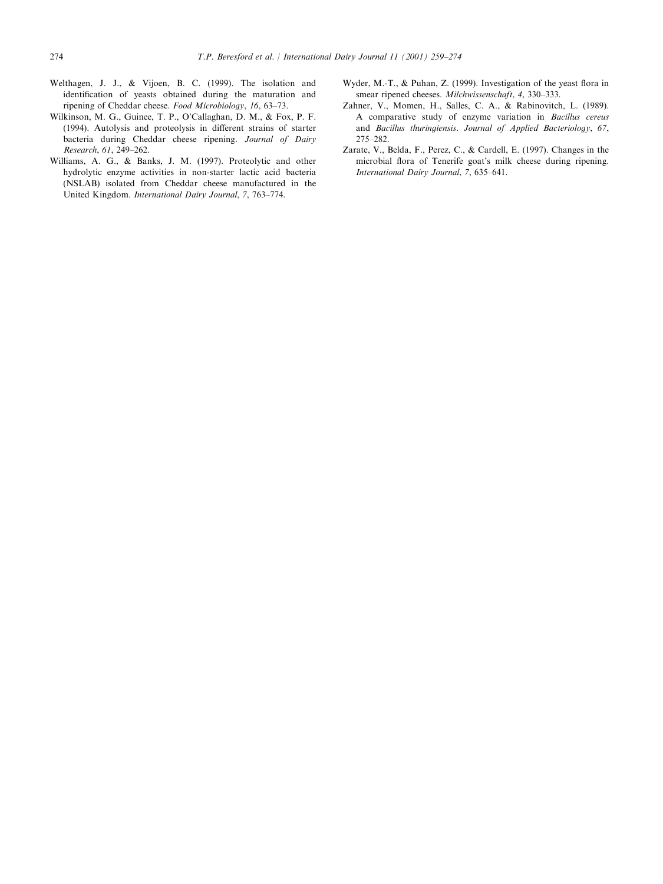Welthagen, J. J., & Vijoen, B. C. (1999). The isolation and identification of yeasts obtained during the maturation and ripening of Cheddar cheese. *Food Microbiology*, *16*, 63–73.

Wilkinson, M. G., Guinee, T. P., O'Callaghan, D. M., & Fox, P. F. (1994). Autolysis and proteolysis in different strains of starter bacteria during Cheddar cheese ripening. *Journal of Dairy Research*, *61*, 249–262.

Williams, A. G., & Banks, J. M. (1997). Proteolytic and other hydrolytic enzyme activities in non-starter lactic acid bacteria (NSLAB) isolated from Cheddar cheese manufactured in the United Kingdom. *International Dairy Journal*, *7*, 763–774.

Wyder, M.-T., & Puhan, Z. (1999). Investigation of the yeast flora in smear ripened cheeses. *Milchwissenschaft*, *4*, 330–333.

Zahner, V., Momen, H., Salles, C. A., & Rabinovitch, L. (1989). A comparative study of enzyme variation in *Bacillus cereus* and *Bacillus thuringiensis*. *Journal of Applied Bacteriology*, *67*, 275–282.

Zarate, V., Belda, F., Perez, C., & Cardell, E. (1997). Changes in the microbial flora of Tenerife goat's milk cheese during ripening. *International Dairy Journal*, *7*, 635–641.